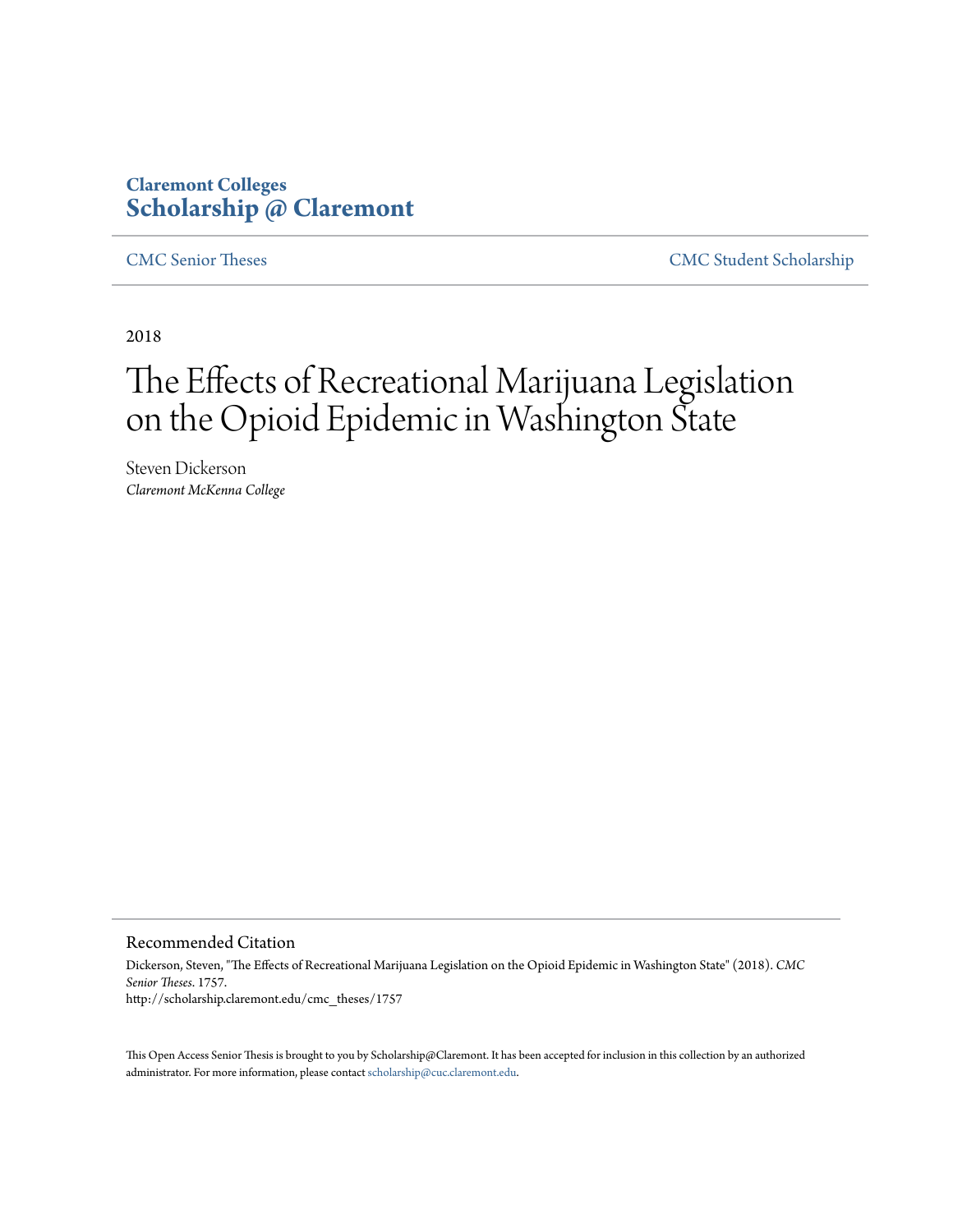Claremont Colleges
**Scholarship @ Claremont**

CMC Senior Theses | CMC Student Scholarship

2018

# The Effects of Recreational Marijuana Legislation on the Opioid Epidemic in Washington State

Steven Dickerson
*Claremont McKenna College*

## Recommended Citation

Dickerson, Steven, "The Effects of Recreational Marijuana Legislation on the Opioid Epidemic in Washington State" (2018). *CMC Senior Theses*. 1757.
http://scholarship.claremont.edu/cmc_theses/1757

This Open Access Senior Thesis is brought to you by Scholarship@Claremont. It has been accepted for inclusion in this collection by an authorized administrator. For more information, please contact scholarship@cuc.claremont.edu.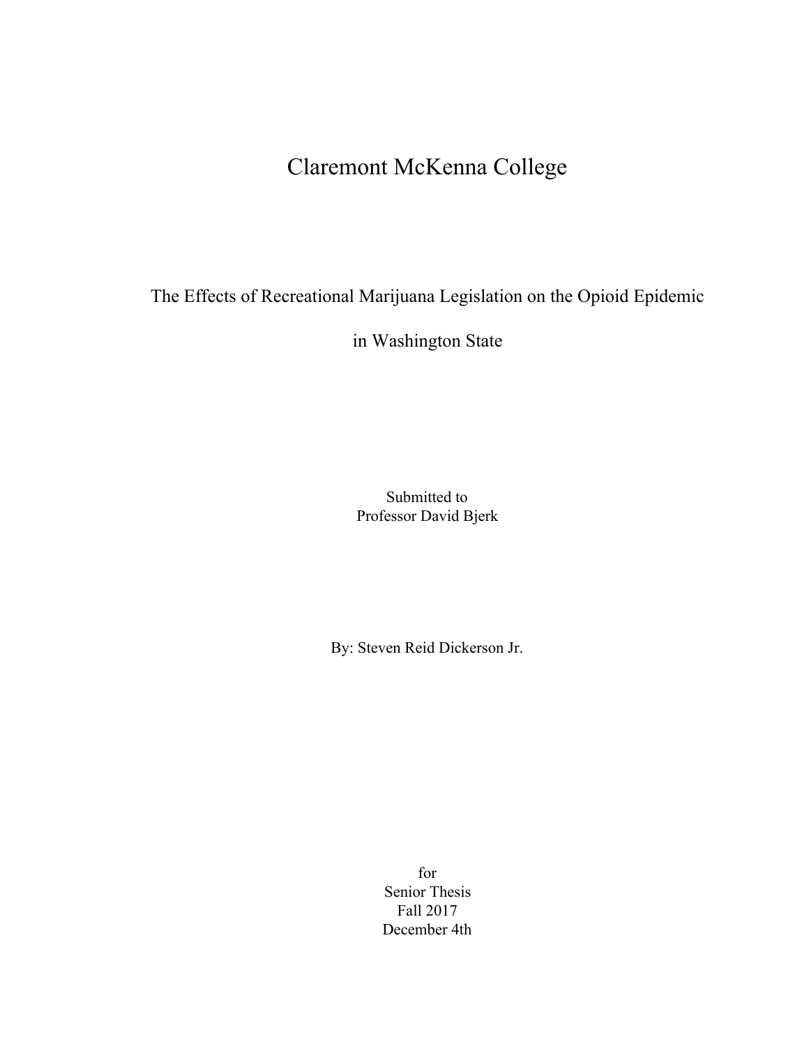# Claremont McKenna College

## The Effects of Recreational Marijuana Legislation on the Opioid Epidemic in Washington State

Submitted to
Professor David Bjerk

By: Steven Reid Dickerson Jr.

for
Senior Thesis
Fall 2017
December 4th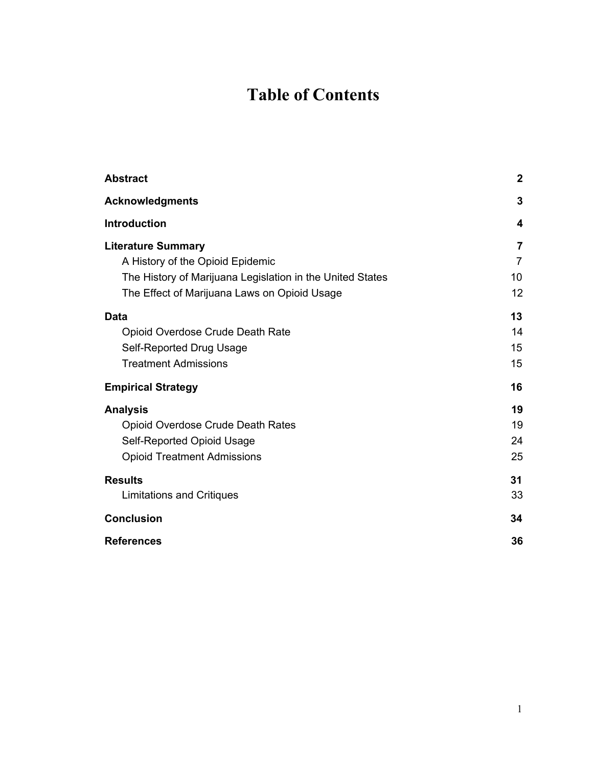# Table of Contents

| | |
|---|---|
| **Abstract** | **2** |
| **Acknowledgments** | **3** |
| **Introduction** | **4** |
| **Literature Summary** | **7** |
| A History of the Opioid Epidemic | 7 |
| The History of Marijuana Legislation in the United States | 10 |
| The Effect of Marijuana Laws on Opioid Usage | 12 |
| **Data** | **13** |
| Opioid Overdose Crude Death Rate | 14 |
| Self-Reported Drug Usage | 15 |
| Treatment Admissions | 15 |
| **Empirical Strategy** | **16** |
| **Analysis** | **19** |
| Opioid Overdose Crude Death Rates | 19 |
| Self-Reported Opioid Usage | 24 |
| Opioid Treatment Admissions | 25 |
| **Results** | **31** |
| Limitations and Critiques | 33 |
| **Conclusion** | **34** |
| **References** | **36** |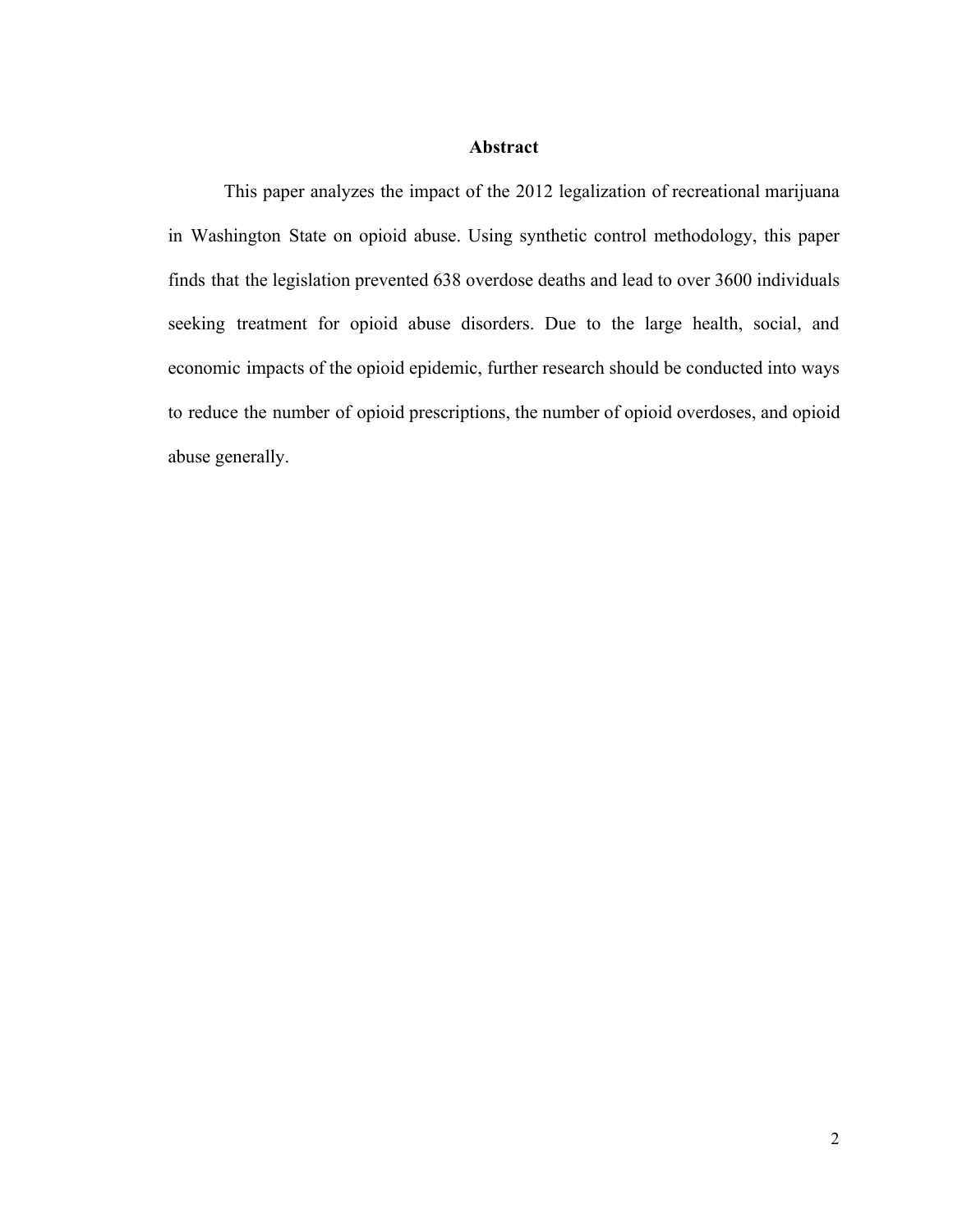# Abstract

This paper analyzes the impact of the 2012 legalization of recreational marijuana in Washington State on opioid abuse. Using synthetic control methodology, this paper finds that the legislation prevented 638 overdose deaths and lead to over 3600 individuals seeking treatment for opioid abuse disorders. Due to the large health, social, and economic impacts of the opioid epidemic, further research should be conducted into ways to reduce the number of opioid prescriptions, the number of opioid overdoses, and opioid abuse generally.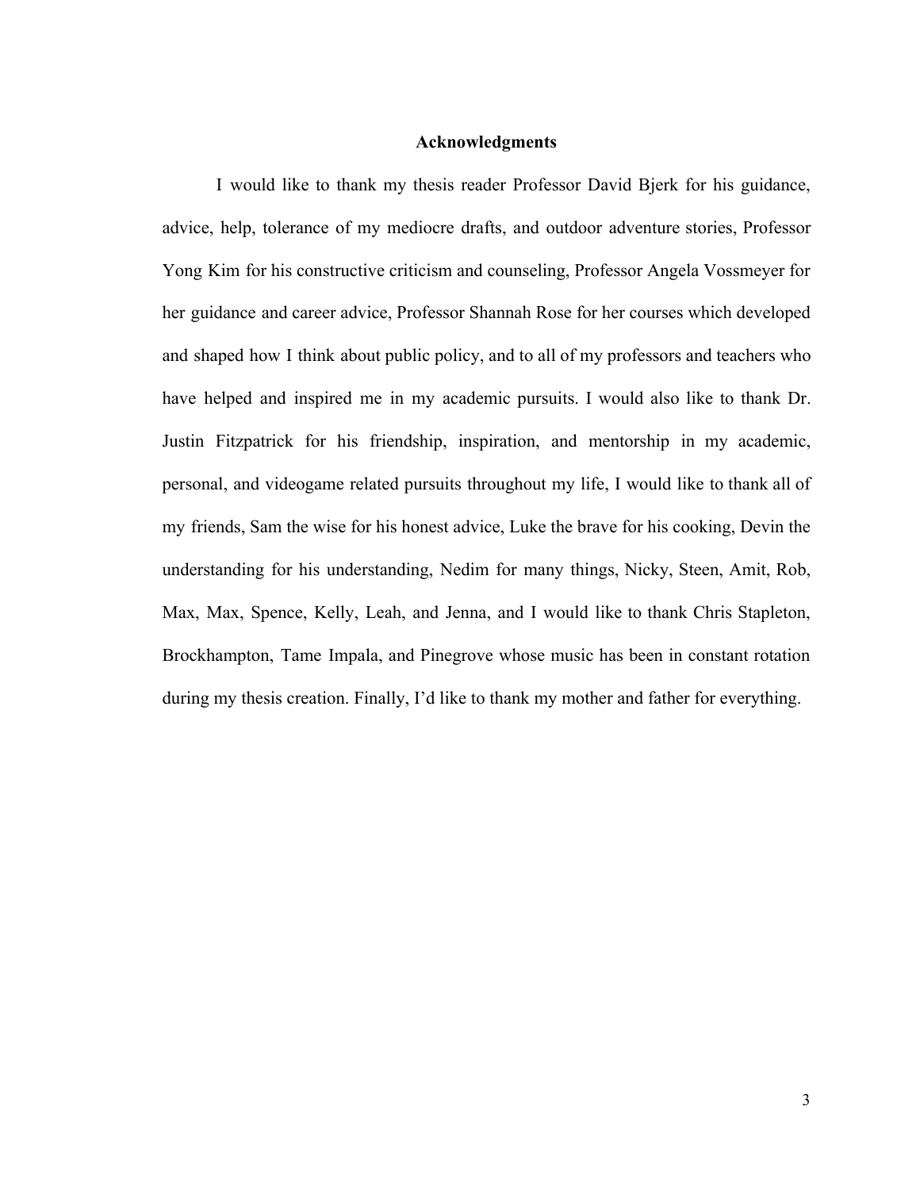## Acknowledgments

I would like to thank my thesis reader Professor David Bjerk for his guidance, advice, help, tolerance of my mediocre drafts, and outdoor adventure stories, Professor Yong Kim for his constructive criticism and counseling, Professor Angela Vossmeyer for her guidance and career advice, Professor Shannah Rose for her courses which developed and shaped how I think about public policy, and to all of my professors and teachers who have helped and inspired me in my academic pursuits. I would also like to thank Dr. Justin Fitzpatrick for his friendship, inspiration, and mentorship in my academic, personal, and videogame related pursuits throughout my life, I would like to thank all of my friends, Sam the wise for his honest advice, Luke the brave for his cooking, Devin the understanding for his understanding, Nedim for many things, Nicky, Steen, Amit, Rob, Max, Max, Spence, Kelly, Leah, and Jenna, and I would like to thank Chris Stapleton, Brockhampton, Tame Impala, and Pinegrove whose music has been in constant rotation during my thesis creation. Finally, I'd like to thank my mother and father for everything.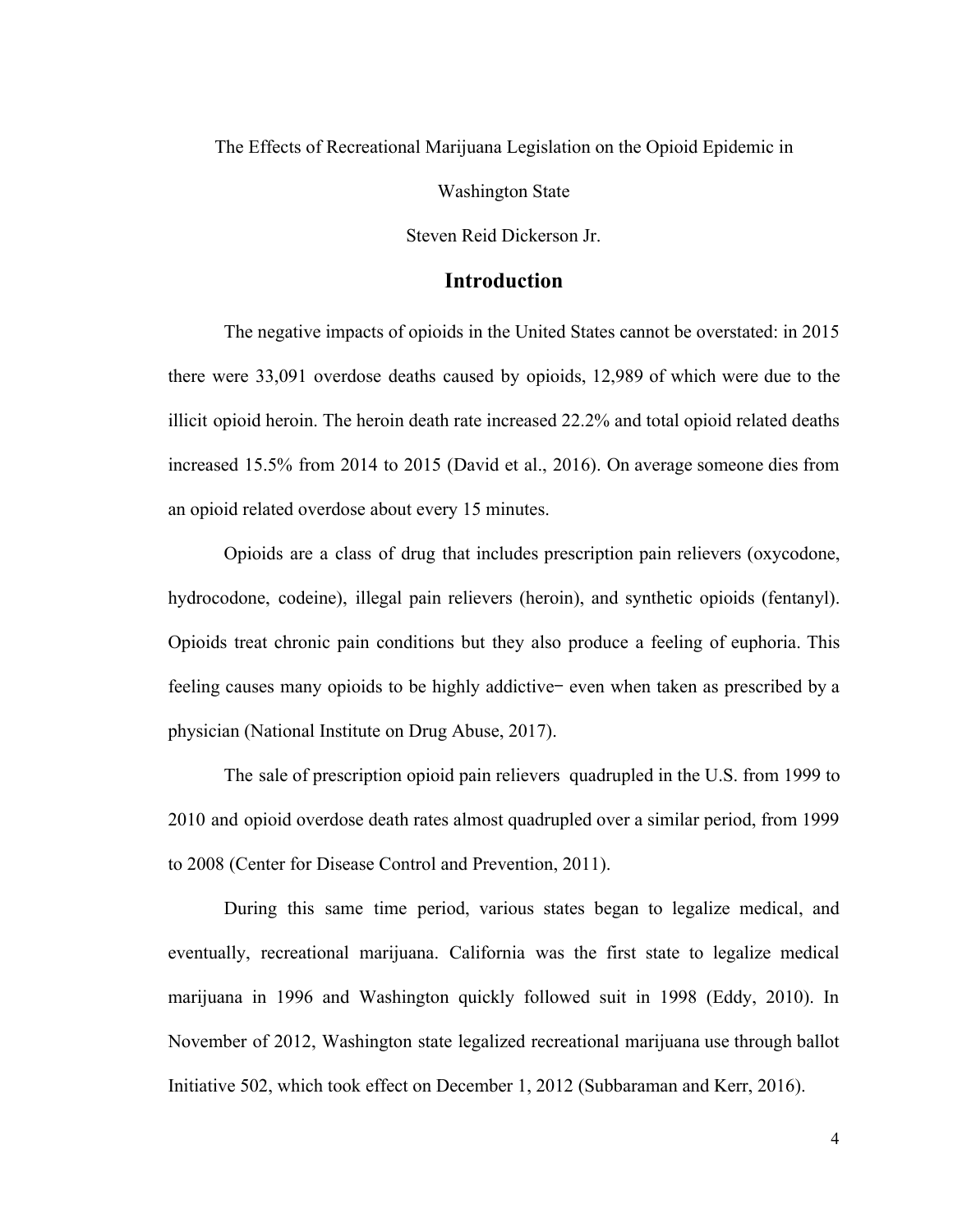The Effects of Recreational Marijuana Legislation on the Opioid Epidemic in Washington State

Steven Reid Dickerson Jr.

## Introduction

The negative impacts of opioids in the United States cannot be overstated: in 2015 there were 33,091 overdose deaths caused by opioids, 12,989 of which were due to the illicit opioid heroin. The heroin death rate increased 22.2% and total opioid related deaths increased 15.5% from 2014 to 2015 (David et al., 2016). On average someone dies from an opioid related overdose about every 15 minutes.

Opioids are a class of drug that includes prescription pain relievers (oxycodone, hydrocodone, codeine), illegal pain relievers (heroin), and synthetic opioids (fentanyl). Opioids treat chronic pain conditions but they also produce a feeling of euphoria. This feeling causes many opioids to be highly addictive− even when taken as prescribed by a physician (National Institute on Drug Abuse, 2017).

The sale of prescription opioid pain relievers quadrupled in the U.S. from 1999 to 2010 and opioid overdose death rates almost quadrupled over a similar period, from 1999 to 2008 (Center for Disease Control and Prevention, 2011).

During this same time period, various states began to legalize medical, and eventually, recreational marijuana. California was the first state to legalize medical marijuana in 1996 and Washington quickly followed suit in 1998 (Eddy, 2010). In November of 2012, Washington state legalized recreational marijuana use through ballot Initiative 502, which took effect on December 1, 2012 (Subbaraman and Kerr, 2016).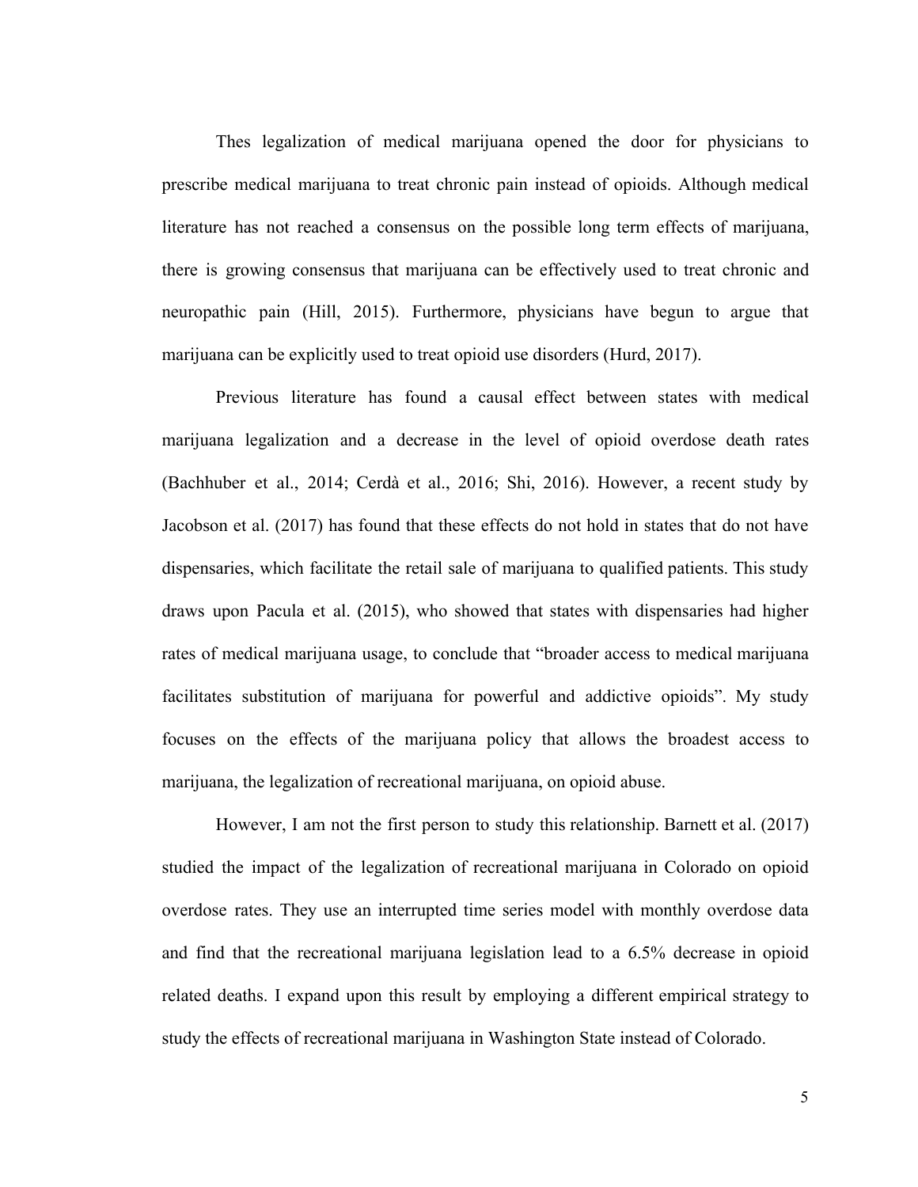Thes legalization of medical marijuana opened the door for physicians to prescribe medical marijuana to treat chronic pain instead of opioids. Although medical literature has not reached a consensus on the possible long term effects of marijuana, there is growing consensus that marijuana can be effectively used to treat chronic and neuropathic pain (Hill, 2015). Furthermore, physicians have begun to argue that marijuana can be explicitly used to treat opioid use disorders (Hurd, 2017).

Previous literature has found a causal effect between states with medical marijuana legalization and a decrease in the level of opioid overdose death rates (Bachhuber et al., 2014; Cerdà et al., 2016; Shi, 2016). However, a recent study by Jacobson et al. (2017) has found that these effects do not hold in states that do not have dispensaries, which facilitate the retail sale of marijuana to qualified patients. This study draws upon Pacula et al. (2015), who showed that states with dispensaries had higher rates of medical marijuana usage, to conclude that "broader access to medical marijuana facilitates substitution of marijuana for powerful and addictive opioids". My study focuses on the effects of the marijuana policy that allows the broadest access to marijuana, the legalization of recreational marijuana, on opioid abuse.

However, I am not the first person to study this relationship. Barnett et al. (2017) studied the impact of the legalization of recreational marijuana in Colorado on opioid overdose rates. They use an interrupted time series model with monthly overdose data and find that the recreational marijuana legislation lead to a 6.5% decrease in opioid related deaths. I expand upon this result by employing a different empirical strategy to study the effects of recreational marijuana in Washington State instead of Colorado.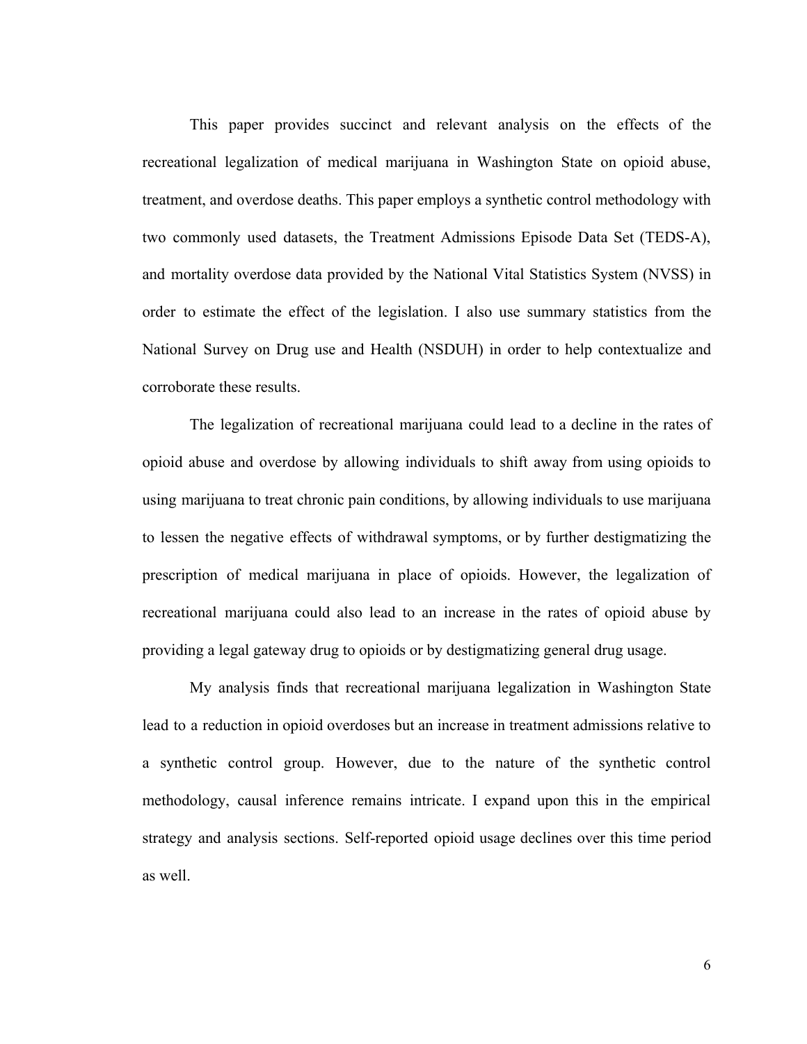This paper provides succinct and relevant analysis on the effects of the recreational legalization of medical marijuana in Washington State on opioid abuse, treatment, and overdose deaths. This paper employs a synthetic control methodology with two commonly used datasets, the Treatment Admissions Episode Data Set (TEDS-A), and mortality overdose data provided by the National Vital Statistics System (NVSS) in order to estimate the effect of the legislation. I also use summary statistics from the National Survey on Drug use and Health (NSDUH) in order to help contextualize and corroborate these results.

The legalization of recreational marijuana could lead to a decline in the rates of opioid abuse and overdose by allowing individuals to shift away from using opioids to using marijuana to treat chronic pain conditions, by allowing individuals to use marijuana to lessen the negative effects of withdrawal symptoms, or by further destigmatizing the prescription of medical marijuana in place of opioids. However, the legalization of recreational marijuana could also lead to an increase in the rates of opioid abuse by providing a legal gateway drug to opioids or by destigmatizing general drug usage.

My analysis finds that recreational marijuana legalization in Washington State lead to a reduction in opioid overdoses but an increase in treatment admissions relative to a synthetic control group. However, due to the nature of the synthetic control methodology, causal inference remains intricate. I expand upon this in the empirical strategy and analysis sections. Self-reported opioid usage declines over this time period as well.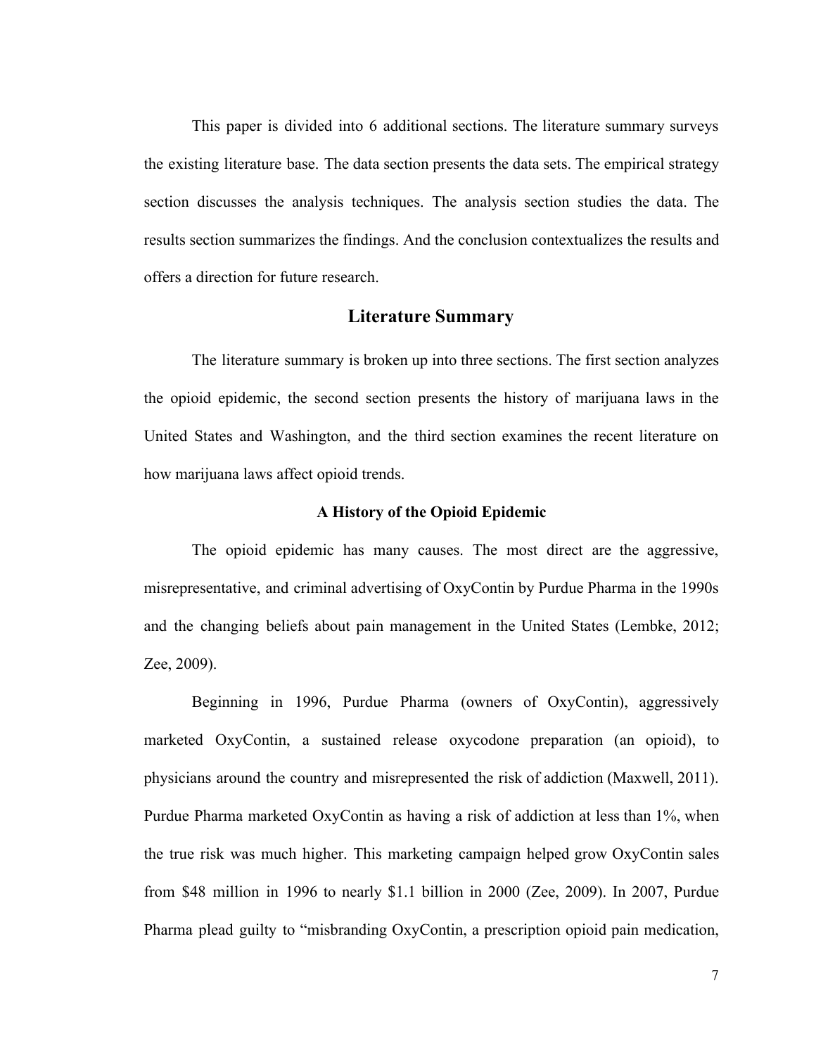This paper is divided into 6 additional sections. The literature summary surveys the existing literature base. The data section presents the data sets. The empirical strategy section discusses the analysis techniques. The analysis section studies the data. The results section summarizes the findings. And the conclusion contextualizes the results and offers a direction for future research.

## Literature Summary

The literature summary is broken up into three sections. The first section analyzes the opioid epidemic, the second section presents the history of marijuana laws in the United States and Washington, and the third section examines the recent literature on how marijuana laws affect opioid trends.

### A History of the Opioid Epidemic

The opioid epidemic has many causes. The most direct are the aggressive, misrepresentative, and criminal advertising of OxyContin by Purdue Pharma in the 1990s and the changing beliefs about pain management in the United States (Lembke, 2012; Zee, 2009).

Beginning in 1996, Purdue Pharma (owners of OxyContin), aggressively marketed OxyContin, a sustained release oxycodone preparation (an opioid), to physicians around the country and misrepresented the risk of addiction (Maxwell, 2011). Purdue Pharma marketed OxyContin as having a risk of addiction at less than 1%, when the true risk was much higher. This marketing campaign helped grow OxyContin sales from $48 million in 1996 to nearly $1.1 billion in 2000 (Zee, 2009). In 2007, Purdue Pharma plead guilty to "misbranding OxyContin, a prescription opioid pain medication,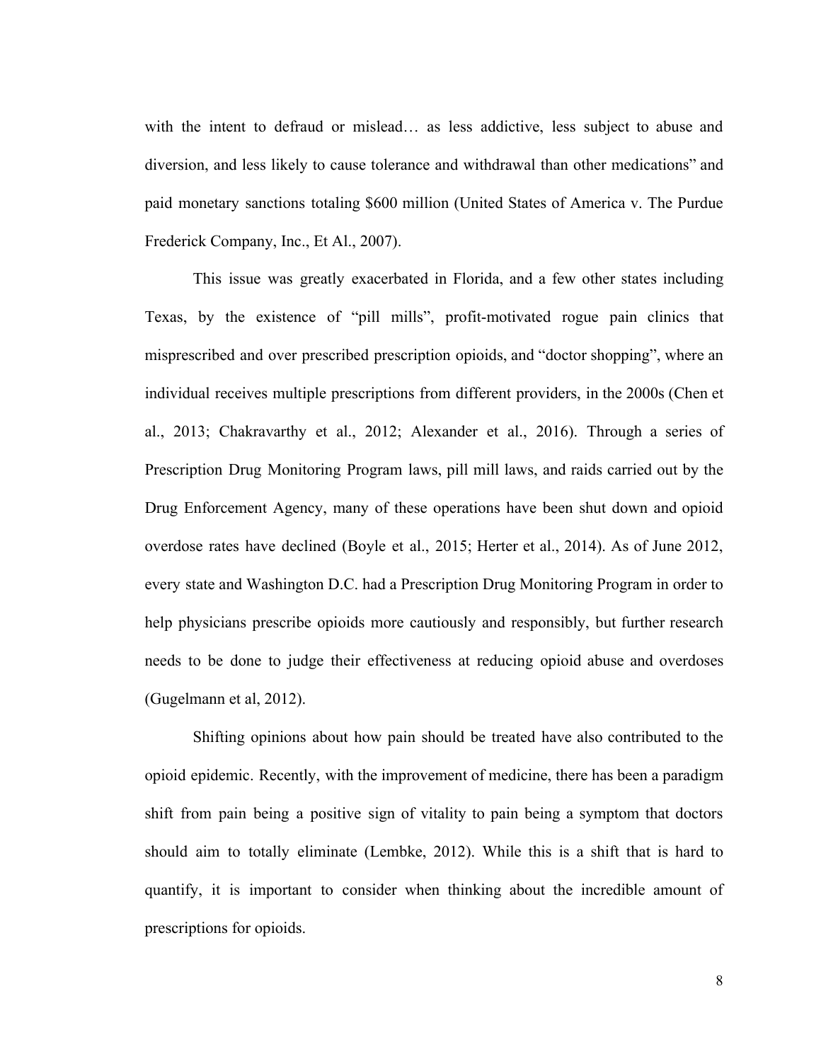with the intent to defraud or mislead… as less addictive, less subject to abuse and diversion, and less likely to cause tolerance and withdrawal than other medications" and paid monetary sanctions totaling $600 million (United States of America v. The Purdue Frederick Company, Inc., Et Al., 2007).

This issue was greatly exacerbated in Florida, and a few other states including Texas, by the existence of "pill mills", profit-motivated rogue pain clinics that misprescribed and over prescribed prescription opioids, and "doctor shopping", where an individual receives multiple prescriptions from different providers, in the 2000s (Chen et al., 2013; Chakravarthy et al., 2012; Alexander et al., 2016). Through a series of Prescription Drug Monitoring Program laws, pill mill laws, and raids carried out by the Drug Enforcement Agency, many of these operations have been shut down and opioid overdose rates have declined (Boyle et al., 2015; Herter et al., 2014). As of June 2012, every state and Washington D.C. had a Prescription Drug Monitoring Program in order to help physicians prescribe opioids more cautiously and responsibly, but further research needs to be done to judge their effectiveness at reducing opioid abuse and overdoses (Gugelmann et al, 2012).

Shifting opinions about how pain should be treated have also contributed to the opioid epidemic. Recently, with the improvement of medicine, there has been a paradigm shift from pain being a positive sign of vitality to pain being a symptom that doctors should aim to totally eliminate (Lembke, 2012). While this is a shift that is hard to quantify, it is important to consider when thinking about the incredible amount of prescriptions for opioids.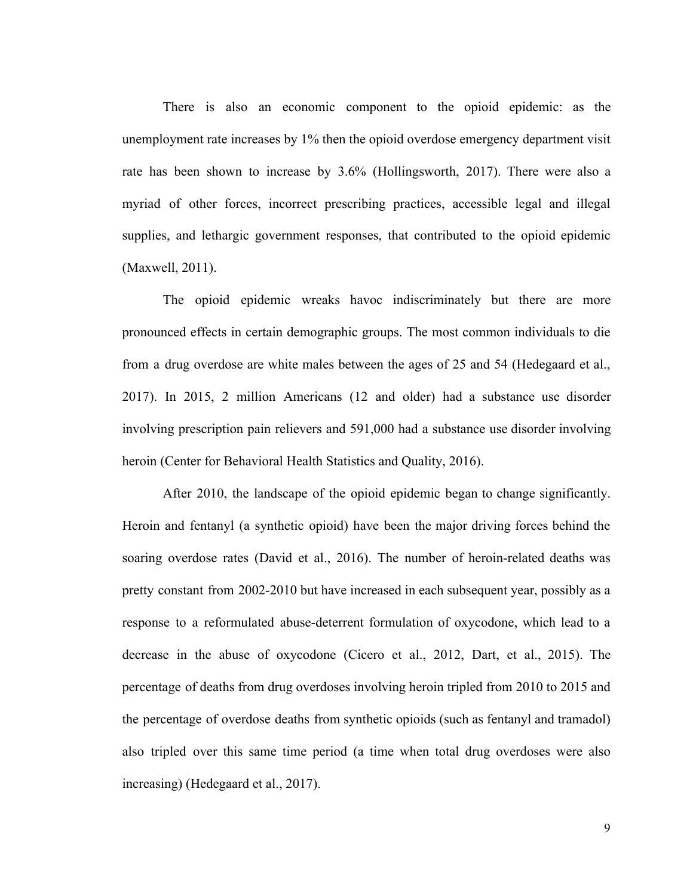There is also an economic component to the opioid epidemic: as the unemployment rate increases by 1% then the opioid overdose emergency department visit rate has been shown to increase by 3.6% (Hollingsworth, 2017). There were also a myriad of other forces, incorrect prescribing practices, accessible legal and illegal supplies, and lethargic government responses, that contributed to the opioid epidemic (Maxwell, 2011).

The opioid epidemic wreaks havoc indiscriminately but there are more pronounced effects in certain demographic groups. The most common individuals to die from a drug overdose are white males between the ages of 25 and 54 (Hedegaard et al., 2017). In 2015, 2 million Americans (12 and older) had a substance use disorder involving prescription pain relievers and 591,000 had a substance use disorder involving heroin (Center for Behavioral Health Statistics and Quality, 2016).

After 2010, the landscape of the opioid epidemic began to change significantly. Heroin and fentanyl (a synthetic opioid) have been the major driving forces behind the soaring overdose rates (David et al., 2016). The number of heroin-related deaths was pretty constant from 2002-2010 but have increased in each subsequent year, possibly as a response to a reformulated abuse-deterrent formulation of oxycodone, which lead to a decrease in the abuse of oxycodone (Cicero et al., 2012, Dart, et al., 2015). The percentage of deaths from drug overdoses involving heroin tripled from 2010 to 2015 and the percentage of overdose deaths from synthetic opioids (such as fentanyl and tramadol) also tripled over this same time period (a time when total drug overdoses were also increasing) (Hedegaard et al., 2017).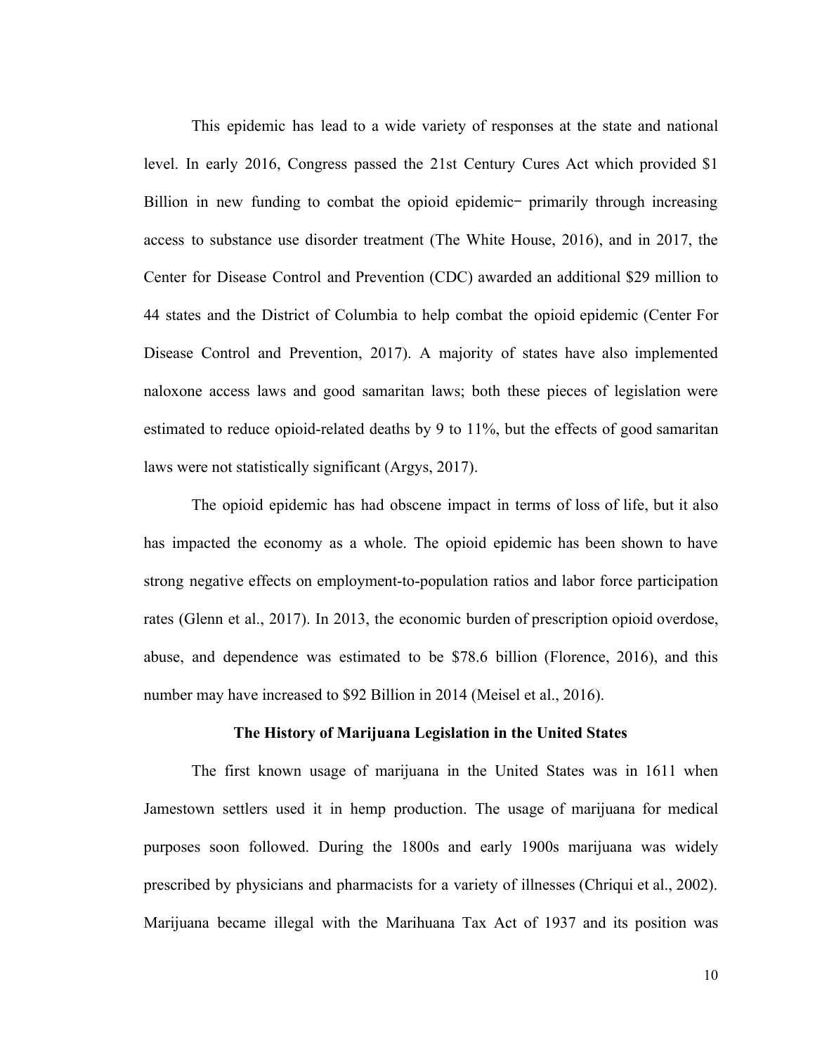This epidemic has lead to a wide variety of responses at the state and national level. In early 2016, Congress passed the 21st Century Cures Act which provided $1 Billion in new funding to combat the opioid epidemic− primarily through increasing access to substance use disorder treatment (The White House, 2016), and in 2017, the Center for Disease Control and Prevention (CDC) awarded an additional $29 million to 44 states and the District of Columbia to help combat the opioid epidemic (Center For Disease Control and Prevention, 2017). A majority of states have also implemented naloxone access laws and good samaritan laws; both these pieces of legislation were estimated to reduce opioid-related deaths by 9 to 11%, but the effects of good samaritan laws were not statistically significant (Argys, 2017).

The opioid epidemic has had obscene impact in terms of loss of life, but it also has impacted the economy as a whole. The opioid epidemic has been shown to have strong negative effects on employment-to-population ratios and labor force participation rates (Glenn et al., 2017). In 2013, the economic burden of prescription opioid overdose, abuse, and dependence was estimated to be $78.6 billion (Florence, 2016), and this number may have increased to $92 Billion in 2014 (Meisel et al., 2016).

## The History of Marijuana Legislation in the United States

The first known usage of marijuana in the United States was in 1611 when Jamestown settlers used it in hemp production. The usage of marijuana for medical purposes soon followed. During the 1800s and early 1900s marijuana was widely prescribed by physicians and pharmacists for a variety of illnesses (Chriqui et al., 2002). Marijuana became illegal with the Marihuana Tax Act of 1937 and its position was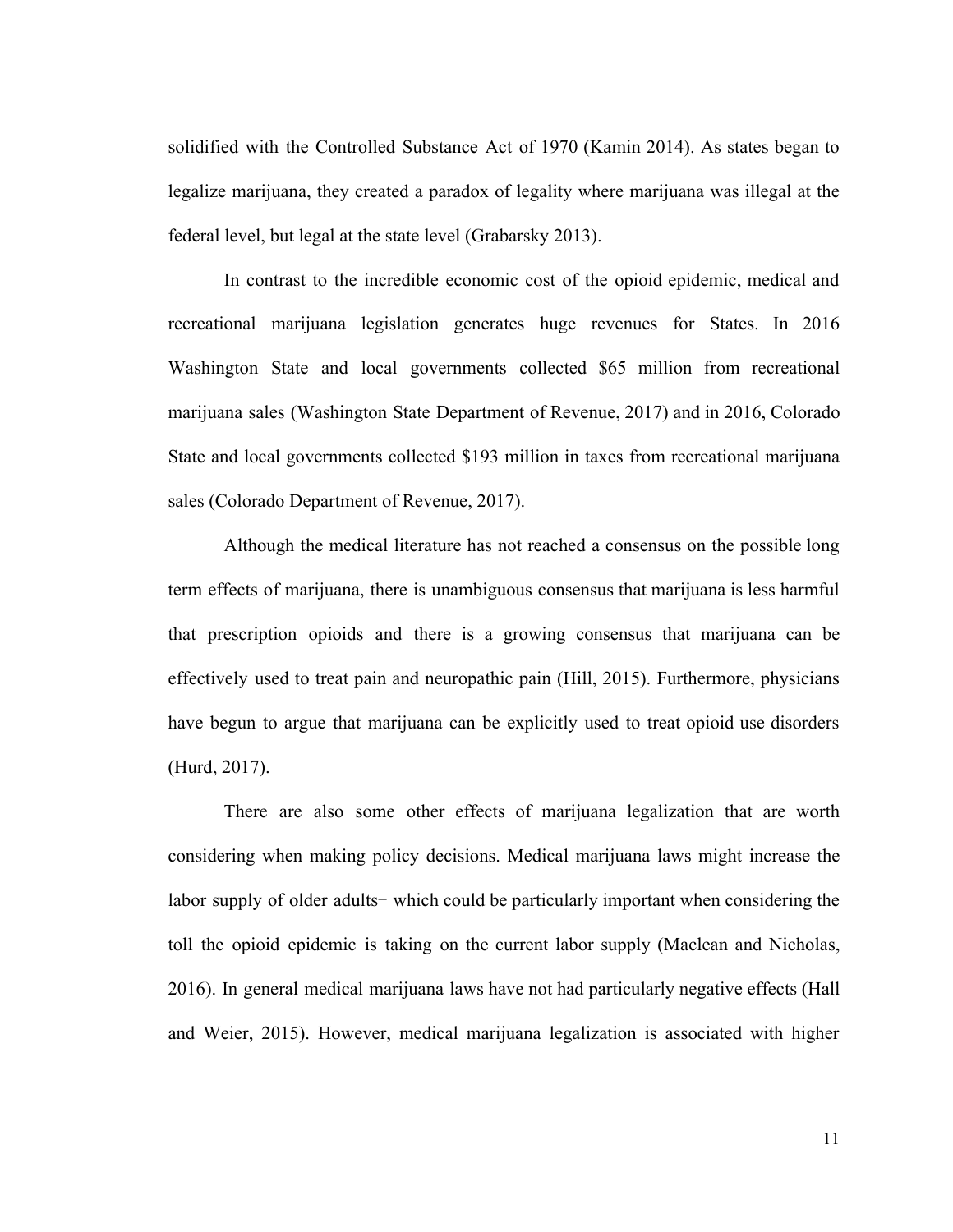solidified with the Controlled Substance Act of 1970 (Kamin 2014). As states began to legalize marijuana, they created a paradox of legality where marijuana was illegal at the federal level, but legal at the state level (Grabarsky 2013).

In contrast to the incredible economic cost of the opioid epidemic, medical and recreational marijuana legislation generates huge revenues for States. In 2016 Washington State and local governments collected $65 million from recreational marijuana sales (Washington State Department of Revenue, 2017) and in 2016, Colorado State and local governments collected $193 million in taxes from recreational marijuana sales (Colorado Department of Revenue, 2017).

Although the medical literature has not reached a consensus on the possible long term effects of marijuana, there is unambiguous consensus that marijuana is less harmful that prescription opioids and there is a growing consensus that marijuana can be effectively used to treat pain and neuropathic pain (Hill, 2015). Furthermore, physicians have begun to argue that marijuana can be explicitly used to treat opioid use disorders (Hurd, 2017).

There are also some other effects of marijuana legalization that are worth considering when making policy decisions. Medical marijuana laws might increase the labor supply of older adults− which could be particularly important when considering the toll the opioid epidemic is taking on the current labor supply (Maclean and Nicholas, 2016). In general medical marijuana laws have not had particularly negative effects (Hall and Weier, 2015). However, medical marijuana legalization is associated with higher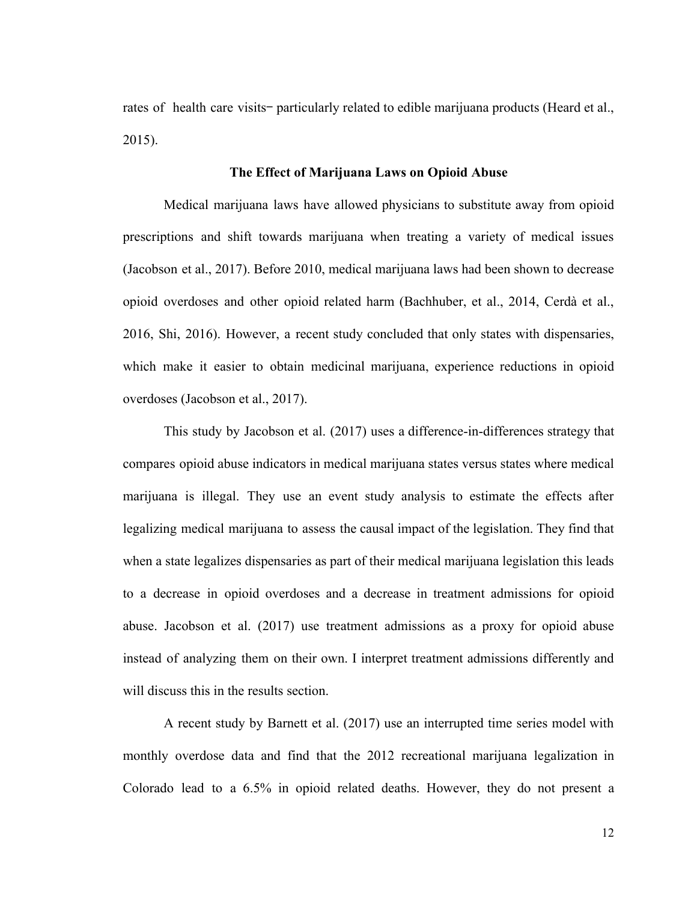rates of health care visits‒ particularly related to edible marijuana products (Heard et al., 2015).

### The Effect of Marijuana Laws on Opioid Abuse

Medical marijuana laws have allowed physicians to substitute away from opioid prescriptions and shift towards marijuana when treating a variety of medical issues (Jacobson et al., 2017). Before 2010, medical marijuana laws had been shown to decrease opioid overdoses and other opioid related harm (Bachhuber, et al., 2014, Cerdà et al., 2016, Shi, 2016). However, a recent study concluded that only states with dispensaries, which make it easier to obtain medicinal marijuana, experience reductions in opioid overdoses (Jacobson et al., 2017).

This study by Jacobson et al. (2017) uses a difference-in-differences strategy that compares opioid abuse indicators in medical marijuana states versus states where medical marijuana is illegal. They use an event study analysis to estimate the effects after legalizing medical marijuana to assess the causal impact of the legislation. They find that when a state legalizes dispensaries as part of their medical marijuana legislation this leads to a decrease in opioid overdoses and a decrease in treatment admissions for opioid abuse. Jacobson et al. (2017) use treatment admissions as a proxy for opioid abuse instead of analyzing them on their own. I interpret treatment admissions differently and will discuss this in the results section.

A recent study by Barnett et al. (2017) use an interrupted time series model with monthly overdose data and find that the 2012 recreational marijuana legalization in Colorado lead to a 6.5% in opioid related deaths. However, they do not present a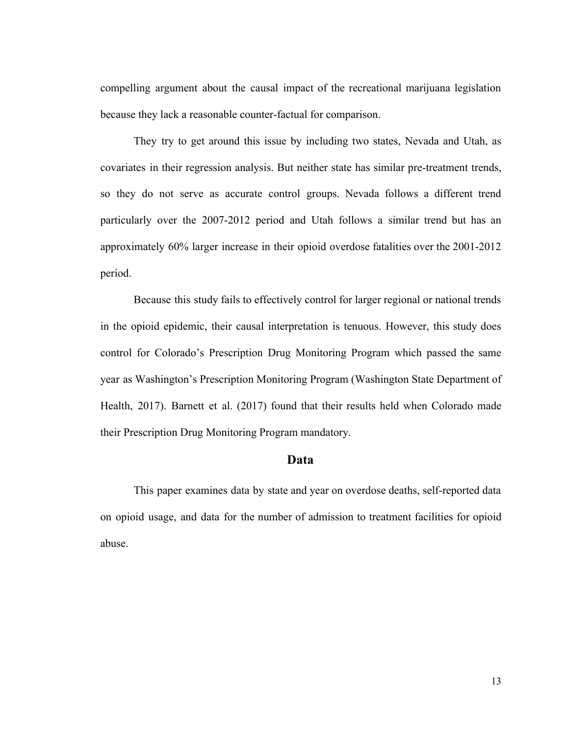compelling argument about the causal impact of the recreational marijuana legislation because they lack a reasonable counter-factual for comparison.

They try to get around this issue by including two states, Nevada and Utah, as covariates in their regression analysis. But neither state has similar pre-treatment trends, so they do not serve as accurate control groups. Nevada follows a different trend particularly over the 2007-2012 period and Utah follows a similar trend but has an approximately 60% larger increase in their opioid overdose fatalities over the 2001-2012 period.

Because this study fails to effectively control for larger regional or national trends in the opioid epidemic, their causal interpretation is tenuous. However, this study does control for Colorado's Prescription Drug Monitoring Program which passed the same year as Washington's Prescription Monitoring Program (Washington State Department of Health, 2017). Barnett et al. (2017) found that their results held when Colorado made their Prescription Drug Monitoring Program mandatory.

## Data

This paper examines data by state and year on overdose deaths, self-reported data on opioid usage, and data for the number of admission to treatment facilities for opioid abuse.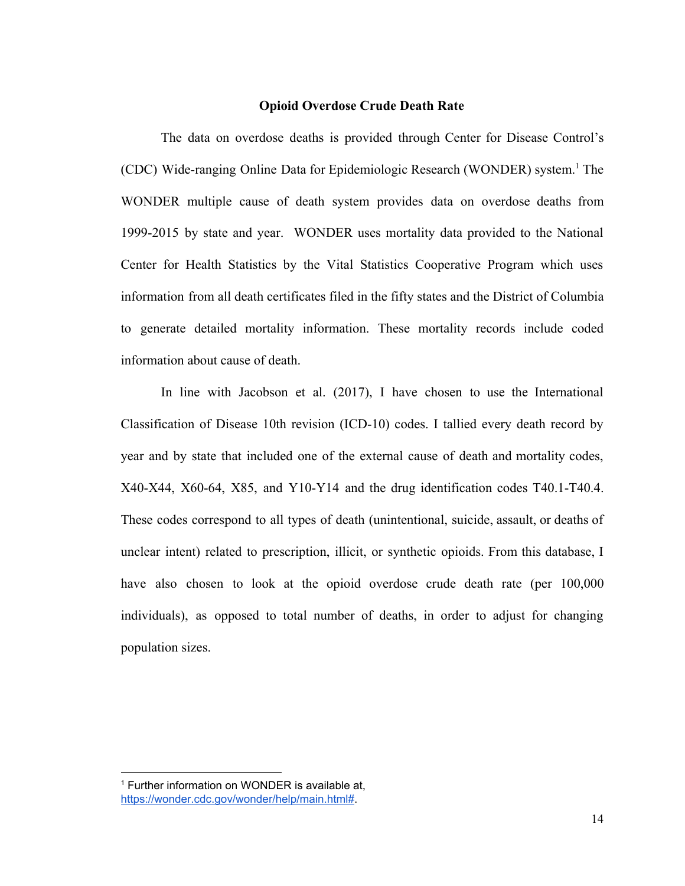## Opioid Overdose Crude Death Rate

The data on overdose deaths is provided through Center for Disease Control's (CDC) Wide-ranging Online Data for Epidemiologic Research (WONDER) system.[1] The WONDER multiple cause of death system provides data on overdose deaths from 1999-2015 by state and year. WONDER uses mortality data provided to the National Center for Health Statistics by the Vital Statistics Cooperative Program which uses information from all death certificates filed in the fifty states and the District of Columbia to generate detailed mortality information. These mortality records include coded information about cause of death.

In line with Jacobson et al. (2017), I have chosen to use the International Classification of Disease 10th revision (ICD-10) codes. I tallied every death record by year and by state that included one of the external cause of death and mortality codes, X40-X44, X60-64, X85, and Y10-Y14 and the drug identification codes T40.1-T40.4. These codes correspond to all types of death (unintentional, suicide, assault, or deaths of unclear intent) related to prescription, illicit, or synthetic opioids. From this database, I have also chosen to look at the opioid overdose crude death rate (per 100,000 individuals), as opposed to total number of deaths, in order to adjust for changing population sizes.

---

[1] Further information on WONDER is available at, https://wonder.cdc.gov/wonder/help/main.html#.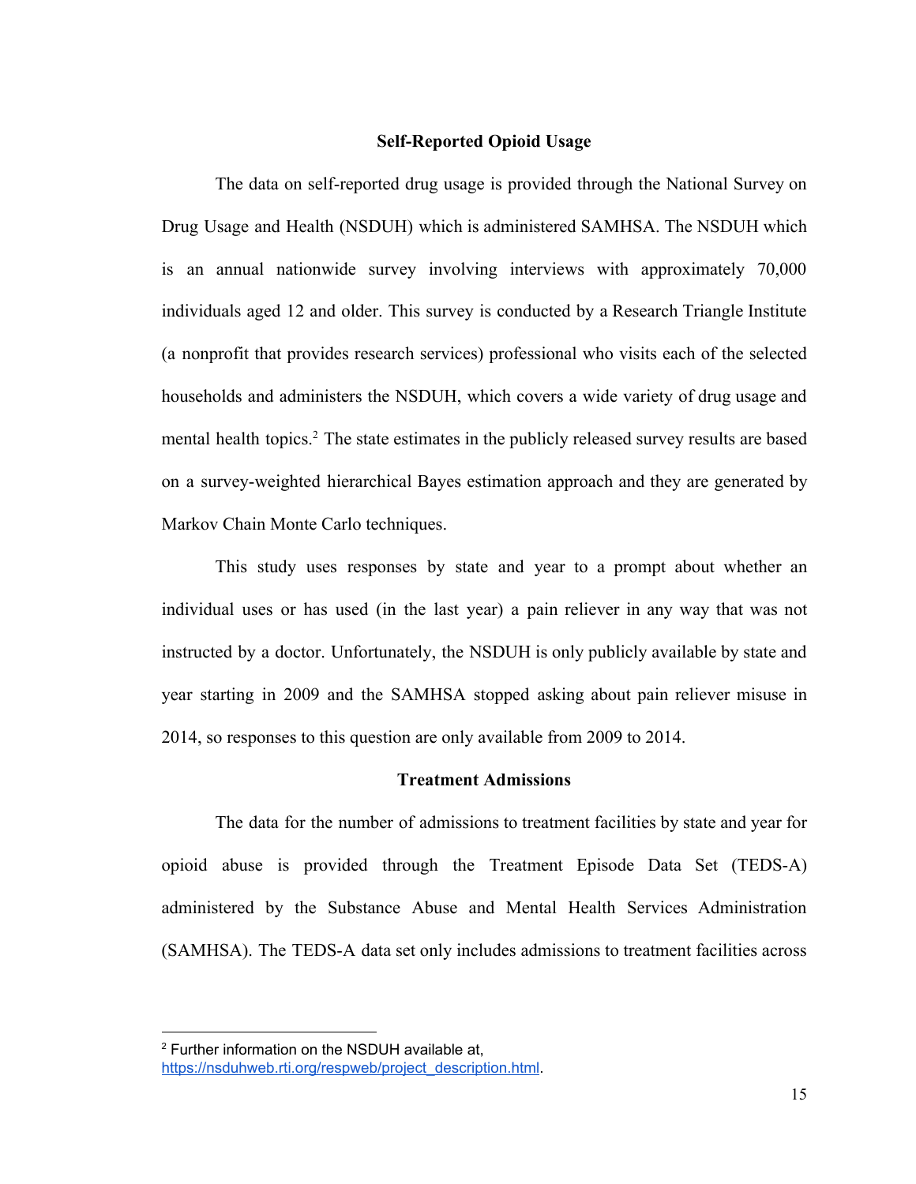## Self-Reported Opioid Usage

The data on self-reported drug usage is provided through the National Survey on Drug Usage and Health (NSDUH) which is administered SAMHSA. The NSDUH which is an annual nationwide survey involving interviews with approximately 70,000 individuals aged 12 and older. This survey is conducted by a Research Triangle Institute (a nonprofit that provides research services) professional who visits each of the selected households and administers the NSDUH, which covers a wide variety of drug usage and mental health topics.[2] The state estimates in the publicly released survey results are based on a survey-weighted hierarchical Bayes estimation approach and they are generated by Markov Chain Monte Carlo techniques.

This study uses responses by state and year to a prompt about whether an individual uses or has used (in the last year) a pain reliever in any way that was not instructed by a doctor. Unfortunately, the NSDUH is only publicly available by state and year starting in 2009 and the SAMHSA stopped asking about pain reliever misuse in 2014, so responses to this question are only available from 2009 to 2014.

## Treatment Admissions

The data for the number of admissions to treatment facilities by state and year for opioid abuse is provided through the Treatment Episode Data Set (TEDS-A) administered by the Substance Abuse and Mental Health Services Administration (SAMHSA). The TEDS-A data set only includes admissions to treatment facilities across

---

[2] Further information on the NSDUH available at, https://nsduhweb.rti.org/respweb/project_description.html.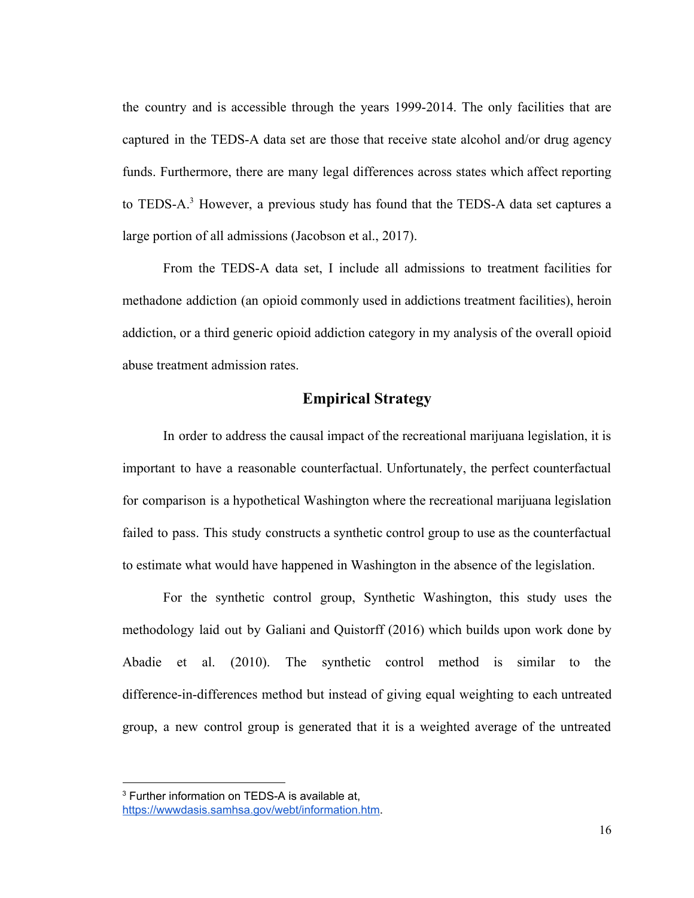the country and is accessible through the years 1999-2014. The only facilities that are captured in the TEDS-A data set are those that receive state alcohol and/or drug agency funds. Furthermore, there are many legal differences across states which affect reporting to TEDS-A.[3] However, a previous study has found that the TEDS-A data set captures a large portion of all admissions (Jacobson et al., 2017).

From the TEDS-A data set, I include all admissions to treatment facilities for methadone addiction (an opioid commonly used in addictions treatment facilities), heroin addiction, or a third generic opioid addiction category in my analysis of the overall opioid abuse treatment admission rates.

## Empirical Strategy

In order to address the causal impact of the recreational marijuana legislation, it is important to have a reasonable counterfactual. Unfortunately, the perfect counterfactual for comparison is a hypothetical Washington where the recreational marijuana legislation failed to pass. This study constructs a synthetic control group to use as the counterfactual to estimate what would have happened in Washington in the absence of the legislation.

For the synthetic control group, Synthetic Washington, this study uses the methodology laid out by Galiani and Quistorff (2016) which builds upon work done by Abadie et al. (2010). The synthetic control method is similar to the difference-in-differences method but instead of giving equal weighting to each untreated group, a new control group is generated that it is a weighted average of the untreated

---

[3] Further information on TEDS-A is available at, https://wwwdasis.samhsa.gov/webt/information.htm.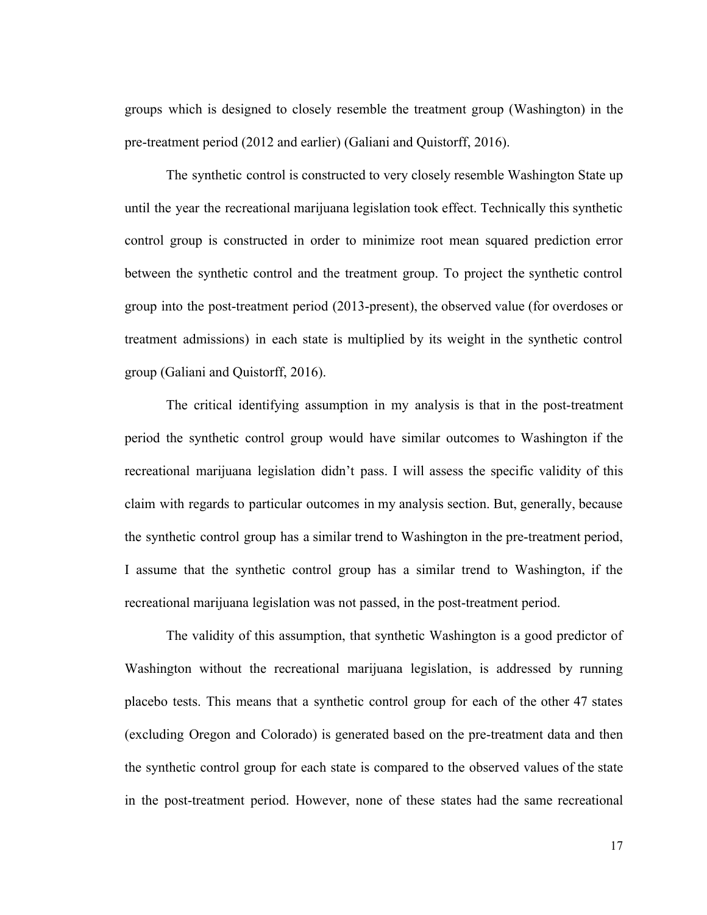groups which is designed to closely resemble the treatment group (Washington) in the pre-treatment period (2012 and earlier) (Galiani and Quistorff, 2016).

The synthetic control is constructed to very closely resemble Washington State up until the year the recreational marijuana legislation took effect. Technically this synthetic control group is constructed in order to minimize root mean squared prediction error between the synthetic control and the treatment group. To project the synthetic control group into the post-treatment period (2013-present), the observed value (for overdoses or treatment admissions) in each state is multiplied by its weight in the synthetic control group (Galiani and Quistorff, 2016).

The critical identifying assumption in my analysis is that in the post-treatment period the synthetic control group would have similar outcomes to Washington if the recreational marijuana legislation didn't pass. I will assess the specific validity of this claim with regards to particular outcomes in my analysis section. But, generally, because the synthetic control group has a similar trend to Washington in the pre-treatment period, I assume that the synthetic control group has a similar trend to Washington, if the recreational marijuana legislation was not passed, in the post-treatment period.

The validity of this assumption, that synthetic Washington is a good predictor of Washington without the recreational marijuana legislation, is addressed by running placebo tests. This means that a synthetic control group for each of the other 47 states (excluding Oregon and Colorado) is generated based on the pre-treatment data and then the synthetic control group for each state is compared to the observed values of the state in the post-treatment period. However, none of these states had the same recreational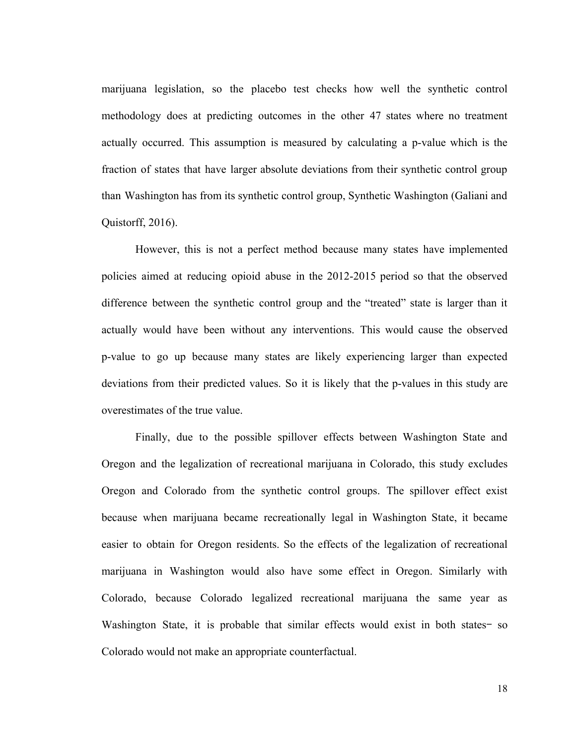marijuana legislation, so the placebo test checks how well the synthetic control methodology does at predicting outcomes in the other 47 states where no treatment actually occurred. This assumption is measured by calculating a p-value which is the fraction of states that have larger absolute deviations from their synthetic control group than Washington has from its synthetic control group, Synthetic Washington (Galiani and Quistorff, 2016).

However, this is not a perfect method because many states have implemented policies aimed at reducing opioid abuse in the 2012-2015 period so that the observed difference between the synthetic control group and the "treated" state is larger than it actually would have been without any interventions. This would cause the observed p-value to go up because many states are likely experiencing larger than expected deviations from their predicted values. So it is likely that the p-values in this study are overestimates of the true value.

Finally, due to the possible spillover effects between Washington State and Oregon and the legalization of recreational marijuana in Colorado, this study excludes Oregon and Colorado from the synthetic control groups. The spillover effect exist because when marijuana became recreationally legal in Washington State, it became easier to obtain for Oregon residents. So the effects of the legalization of recreational marijuana in Washington would also have some effect in Oregon. Similarly with Colorado, because Colorado legalized recreational marijuana the same year as Washington State, it is probable that similar effects would exist in both states– so Colorado would not make an appropriate counterfactual.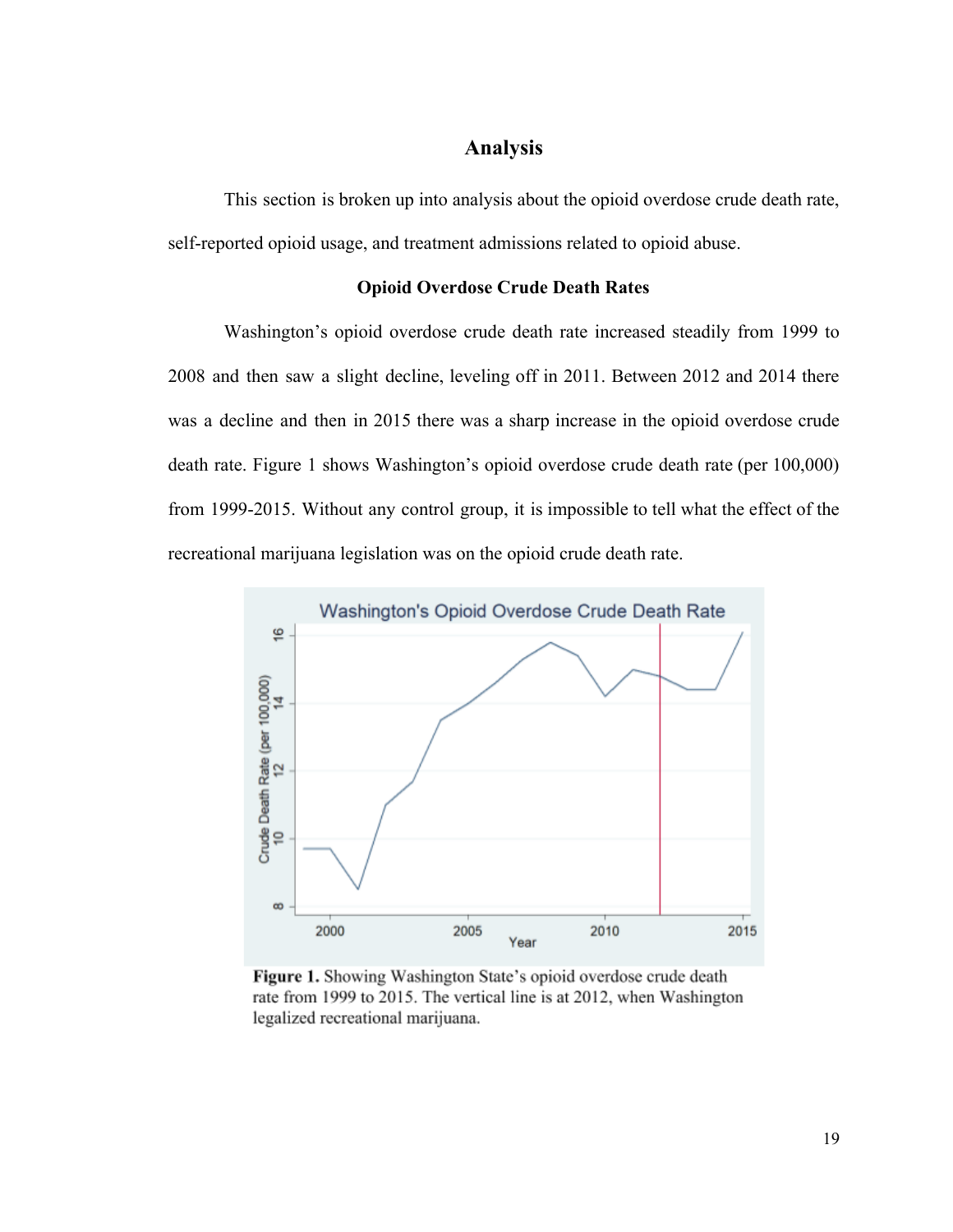# Analysis

This section is broken up into analysis about the opioid overdose crude death rate, self-reported opioid usage, and treatment admissions related to opioid abuse.

## Opioid Overdose Crude Death Rates

Washington's opioid overdose crude death rate increased steadily from 1999 to 2008 and then saw a slight decline, leveling off in 2011. Between 2012 and 2014 there was a decline and then in 2015 there was a sharp increase in the opioid overdose crude death rate. Figure 1 shows Washington's opioid overdose crude death rate (per 100,000) from 1999-2015. Without any control group, it is impossible to tell what the effect of the recreational marijuana legislation was on the opioid crude death rate.

**Figure 1.** Showing Washington State's opioid overdose crude death rate from 1999 to 2015. The vertical line is at 2012, when Washington legalized recreational marijuana.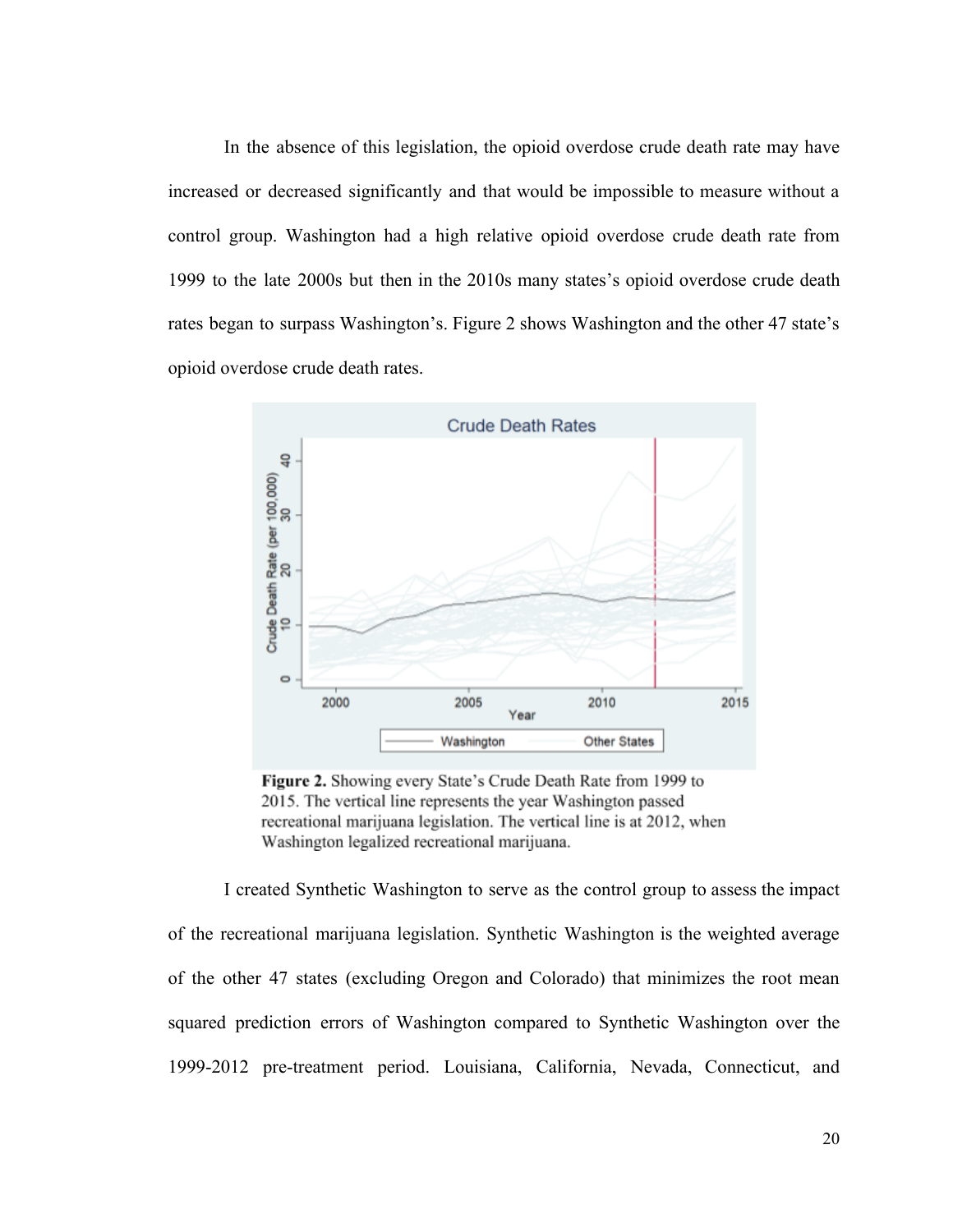In the absence of this legislation, the opioid overdose crude death rate may have increased or decreased significantly and that would be impossible to measure without a control group. Washington had a high relative opioid overdose crude death rate from 1999 to the late 2000s but then in the 2010s many states's opioid overdose crude death rates began to surpass Washington's. Figure 2 shows Washington and the other 47 state's opioid overdose crude death rates.

**Figure 2.** Showing every State's Crude Death Rate from 1999 to 2015. The vertical line represents the year Washington passed recreational marijuana legislation. The vertical line is at 2012, when Washington legalized recreational marijuana.

I created Synthetic Washington to serve as the control group to assess the impact of the recreational marijuana legislation. Synthetic Washington is the weighted average of the other 47 states (excluding Oregon and Colorado) that minimizes the root mean squared prediction errors of Washington compared to Synthetic Washington over the 1999-2012 pre-treatment period. Louisiana, California, Nevada, Connecticut, and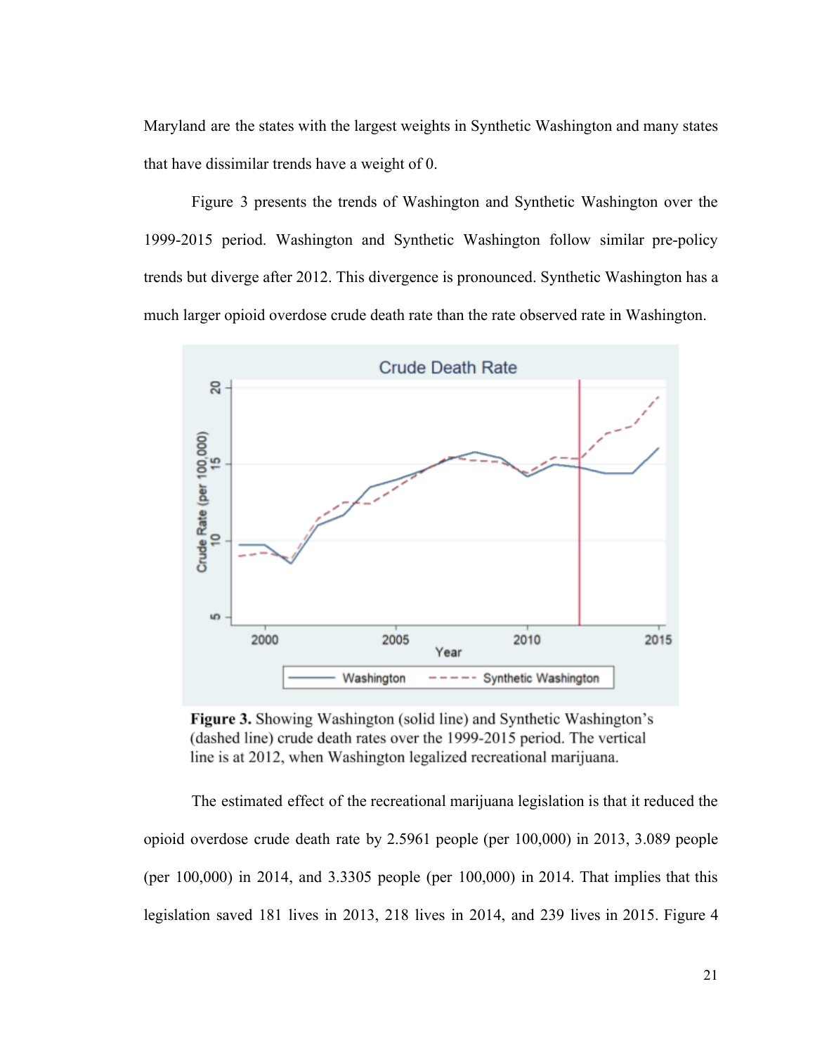Maryland are the states with the largest weights in Synthetic Washington and many states that have dissimilar trends have a weight of 0.

Figure 3 presents the trends of Washington and Synthetic Washington over the 1999-2015 period. Washington and Synthetic Washington follow similar pre-policy trends but diverge after 2012. This divergence is pronounced. Synthetic Washington has a much larger opioid overdose crude death rate than the rate observed rate in Washington.

**Figure 3.** Showing Washington (solid line) and Synthetic Washington's (dashed line) crude death rates over the 1999-2015 period. The vertical line is at 2012, when Washington legalized recreational marijuana.

The estimated effect of the recreational marijuana legislation is that it reduced the opioid overdose crude death rate by 2.5961 people (per 100,000) in 2013, 3.089 people (per 100,000) in 2014, and 3.3305 people (per 100,000) in 2014. That implies that this legislation saved 181 lives in 2013, 218 lives in 2014, and 239 lives in 2015. Figure 4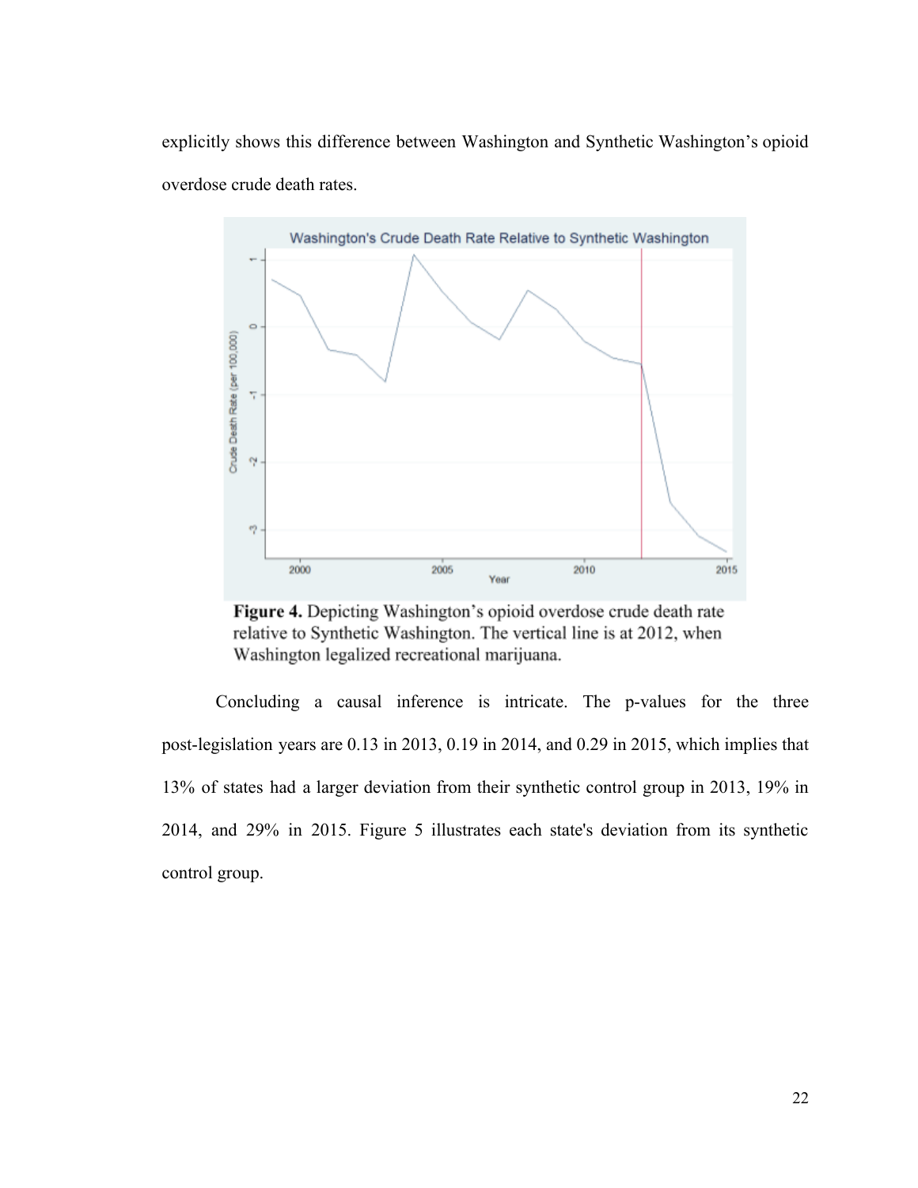explicitly shows this difference between Washington and Synthetic Washington's opioid overdose crude death rates.

**Figure 4.** Depicting Washington's opioid overdose crude death rate relative to Synthetic Washington. The vertical line is at 2012, when Washington legalized recreational marijuana.

Concluding a causal inference is intricate. The p-values for the three post-legislation years are 0.13 in 2013, 0.19 in 2014, and 0.29 in 2015, which implies that 13% of states had a larger deviation from their synthetic control group in 2013, 19% in 2014, and 29% in 2015. Figure 5 illustrates each state's deviation from its synthetic control group.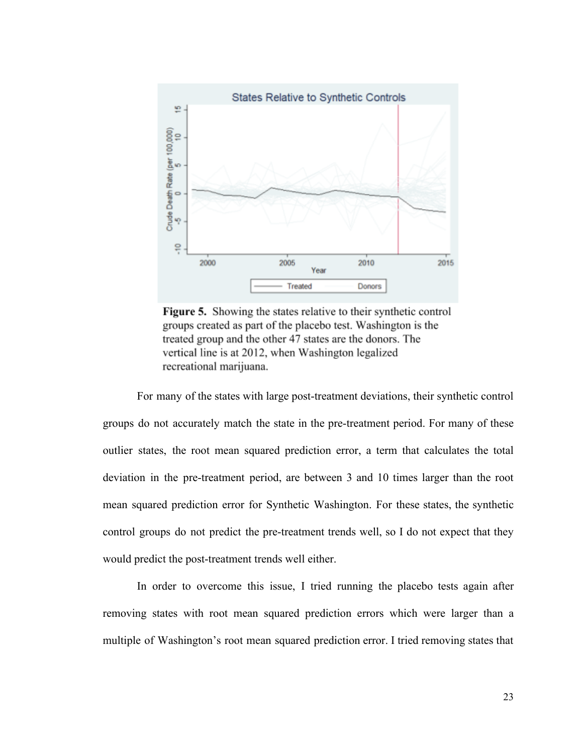**Figure 5.** Showing the states relative to their synthetic control groups created as part of the placebo test. Washington is the treated group and the other 47 states are the donors. The vertical line is at 2012, when Washington legalized recreational marijuana.

For many of the states with large post-treatment deviations, their synthetic control groups do not accurately match the state in the pre-treatment period. For many of these outlier states, the root mean squared prediction error, a term that calculates the total deviation in the pre-treatment period, are between 3 and 10 times larger than the root mean squared prediction error for Synthetic Washington. For these states, the synthetic control groups do not predict the pre-treatment trends well, so I do not expect that they would predict the post-treatment trends well either.

In order to overcome this issue, I tried running the placebo tests again after removing states with root mean squared prediction errors which were larger than a multiple of Washington's root mean squared prediction error. I tried removing states that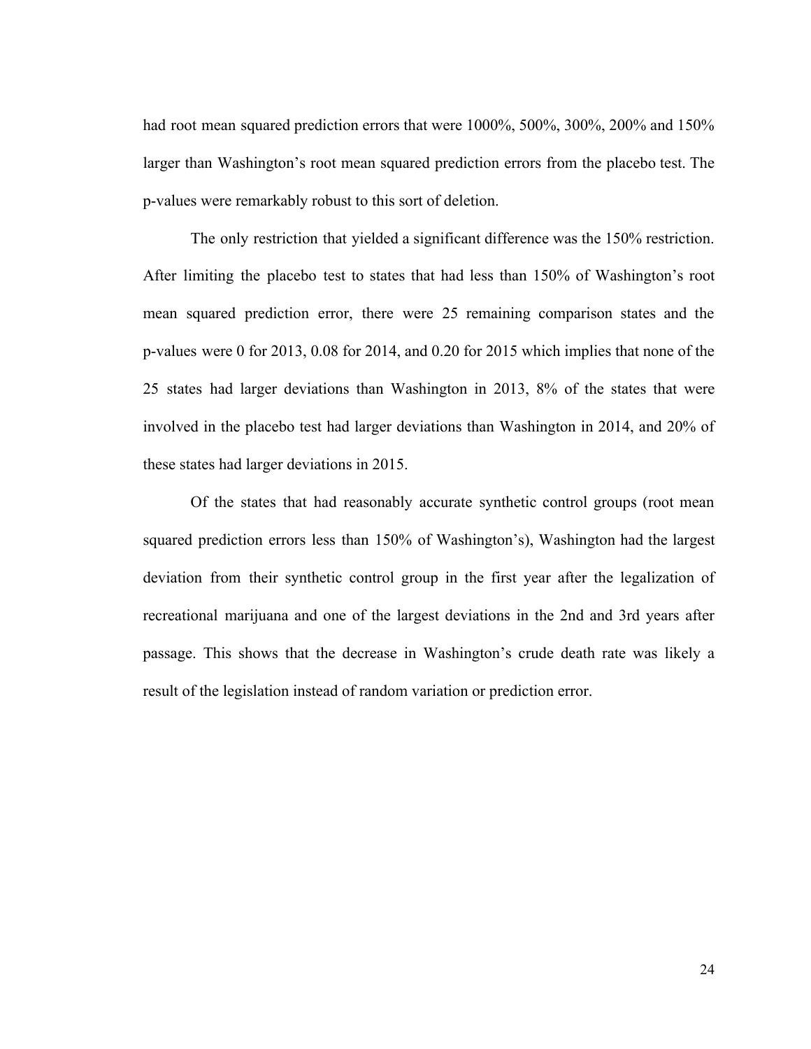had root mean squared prediction errors that were 1000%, 500%, 300%, 200% and 150% larger than Washington's root mean squared prediction errors from the placebo test. The p-values were remarkably robust to this sort of deletion.

The only restriction that yielded a significant difference was the 150% restriction. After limiting the placebo test to states that had less than 150% of Washington's root mean squared prediction error, there were 25 remaining comparison states and the p-values were 0 for 2013, 0.08 for 2014, and 0.20 for 2015 which implies that none of the 25 states had larger deviations than Washington in 2013, 8% of the states that were involved in the placebo test had larger deviations than Washington in 2014, and 20% of these states had larger deviations in 2015.

Of the states that had reasonably accurate synthetic control groups (root mean squared prediction errors less than 150% of Washington's), Washington had the largest deviation from their synthetic control group in the first year after the legalization of recreational marijuana and one of the largest deviations in the 2nd and 3rd years after passage. This shows that the decrease in Washington's crude death rate was likely a result of the legislation instead of random variation or prediction error.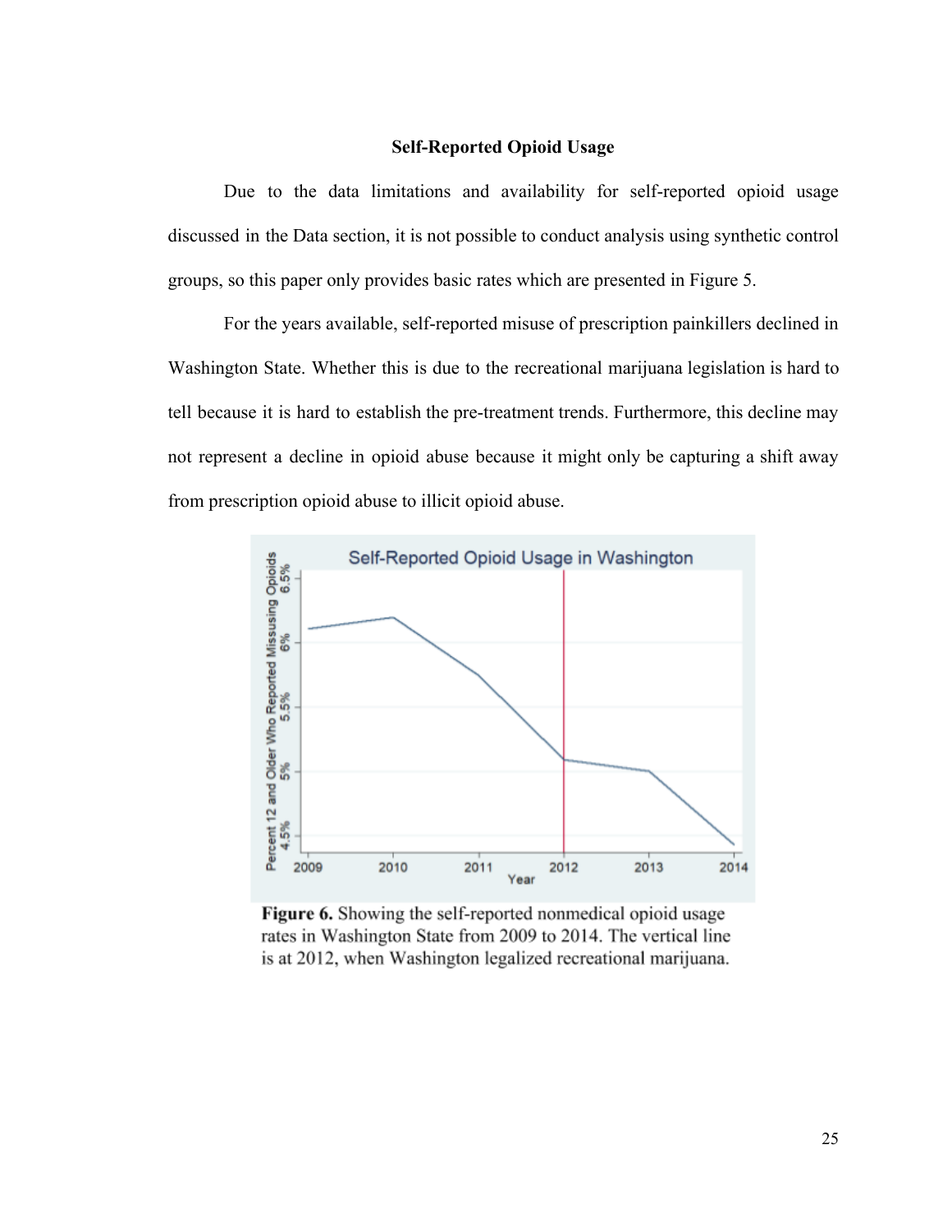### Self-Reported Opioid Usage

Due to the data limitations and availability for self-reported opioid usage discussed in the Data section, it is not possible to conduct analysis using synthetic control groups, so this paper only provides basic rates which are presented in Figure 5.

For the years available, self-reported misuse of prescription painkillers declined in Washington State. Whether this is due to the recreational marijuana legislation is hard to tell because it is hard to establish the pre-treatment trends. Furthermore, this decline may not represent a decline in opioid abuse because it might only be capturing a shift away from prescription opioid abuse to illicit opioid abuse.

**Figure 6.** Showing the self-reported nonmedical opioid usage rates in Washington State from 2009 to 2014. The vertical line is at 2012, when Washington legalized recreational marijuana.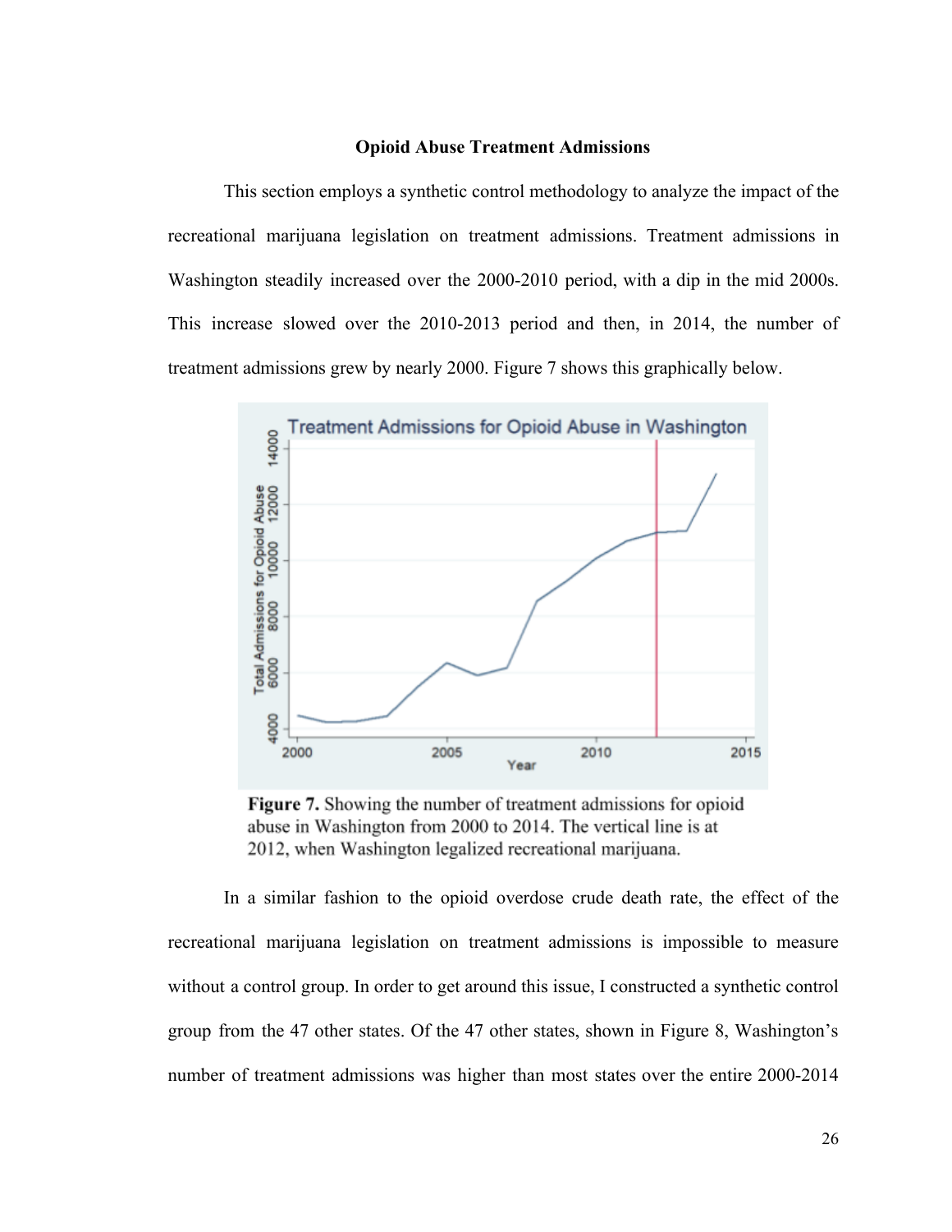### Opioid Abuse Treatment Admissions

This section employs a synthetic control methodology to analyze the impact of the recreational marijuana legislation on treatment admissions. Treatment admissions in Washington steadily increased over the 2000-2010 period, with a dip in the mid 2000s. This increase slowed over the 2010-2013 period and then, in 2014, the number of treatment admissions grew by nearly 2000. Figure 7 shows this graphically below.

**Figure 7.** Showing the number of treatment admissions for opioid abuse in Washington from 2000 to 2014. The vertical line is at 2012, when Washington legalized recreational marijuana.

In a similar fashion to the opioid overdose crude death rate, the effect of the recreational marijuana legislation on treatment admissions is impossible to measure without a control group. In order to get around this issue, I constructed a synthetic control group from the 47 other states. Of the 47 other states, shown in Figure 8, Washington's number of treatment admissions was higher than most states over the entire 2000-2014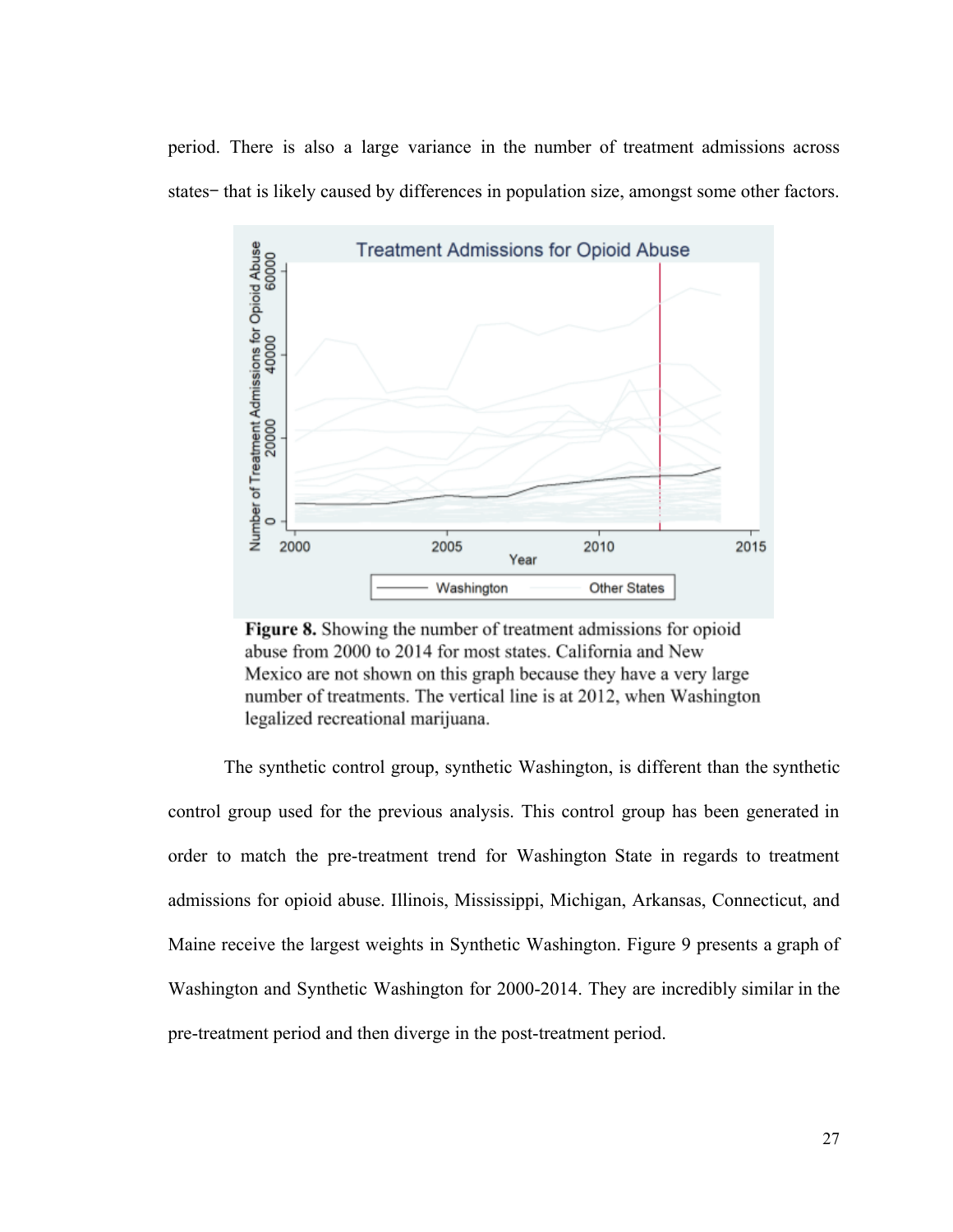period. There is also a large variance in the number of treatment admissions across states− that is likely caused by differences in population size, amongst some other factors.

**Figure 8.** Showing the number of treatment admissions for opioid abuse from 2000 to 2014 for most states. California and New Mexico are not shown on this graph because they have a very large number of treatments. The vertical line is at 2012, when Washington legalized recreational marijuana.

The synthetic control group, synthetic Washington, is different than the synthetic control group used for the previous analysis. This control group has been generated in order to match the pre-treatment trend for Washington State in regards to treatment admissions for opioid abuse. Illinois, Mississippi, Michigan, Arkansas, Connecticut, and Maine receive the largest weights in Synthetic Washington. Figure 9 presents a graph of Washington and Synthetic Washington for 2000-2014. They are incredibly similar in the pre-treatment period and then diverge in the post-treatment period.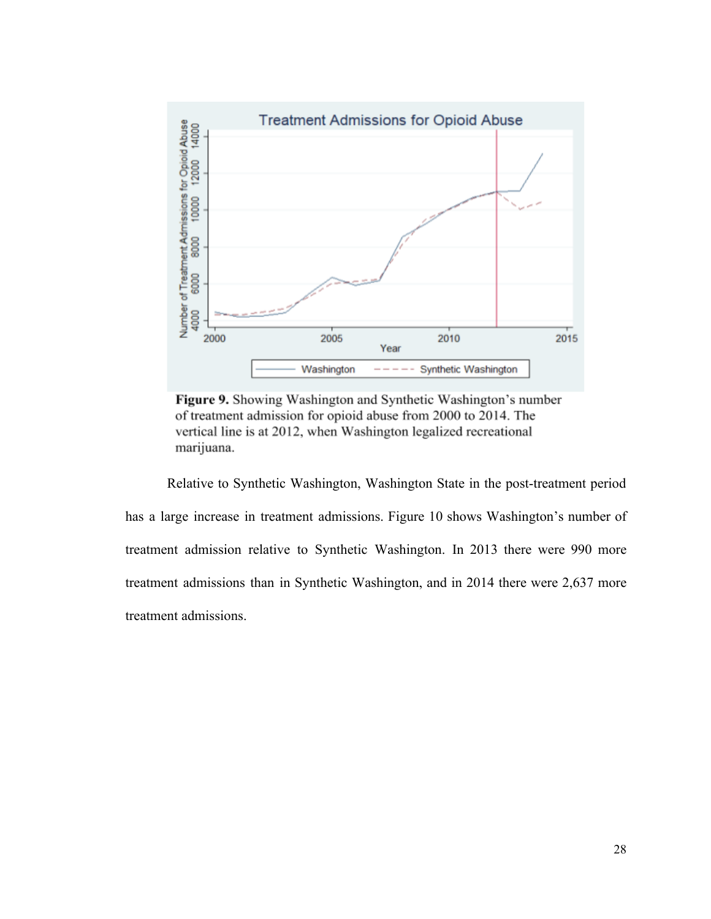**Figure 9.** Showing Washington and Synthetic Washington's number of treatment admission for opioid abuse from 2000 to 2014. The vertical line is at 2012, when Washington legalized recreational marijuana.

Relative to Synthetic Washington, Washington State in the post-treatment period has a large increase in treatment admissions. Figure 10 shows Washington's number of treatment admission relative to Synthetic Washington. In 2013 there were 990 more treatment admissions than in Synthetic Washington, and in 2014 there were 2,637 more treatment admissions.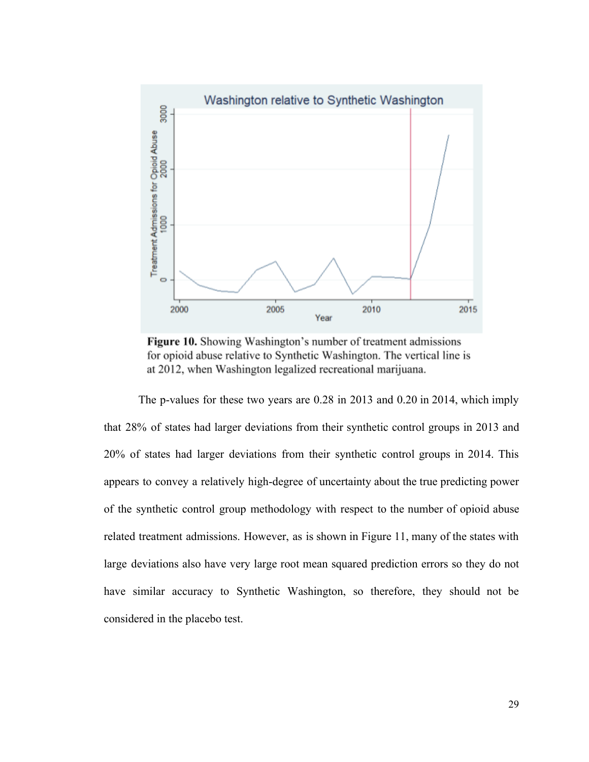**Figure 10.** Showing Washington's number of treatment admissions for opioid abuse relative to Synthetic Washington. The vertical line is at 2012, when Washington legalized recreational marijuana.

The p-values for these two years are 0.28 in 2013 and 0.20 in 2014, which imply that 28% of states had larger deviations from their synthetic control groups in 2013 and 20% of states had larger deviations from their synthetic control groups in 2014. This appears to convey a relatively high-degree of uncertainty about the true predicting power of the synthetic control group methodology with respect to the number of opioid abuse related treatment admissions. However, as is shown in Figure 11, many of the states with large deviations also have very large root mean squared prediction errors so they do not have similar accuracy to Synthetic Washington, so therefore, they should not be considered in the placebo test.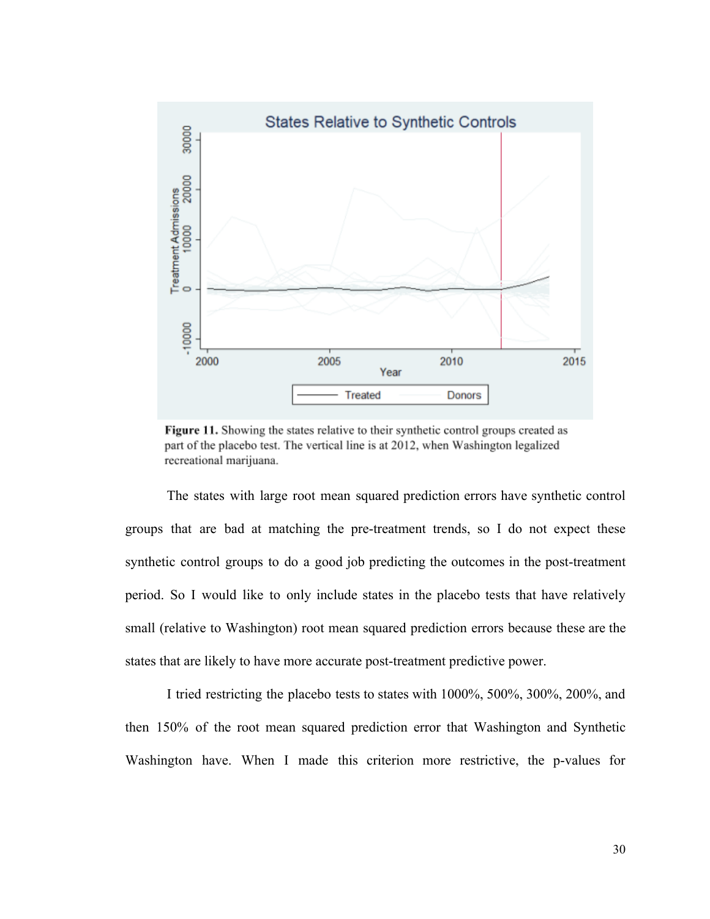**Figure 11.** Showing the states relative to their synthetic control groups created as part of the placebo test. The vertical line is at 2012, when Washington legalized recreational marijuana.

The states with large root mean squared prediction errors have synthetic control groups that are bad at matching the pre-treatment trends, so I do not expect these synthetic control groups to do a good job predicting the outcomes in the post-treatment period. So I would like to only include states in the placebo tests that have relatively small (relative to Washington) root mean squared prediction errors because these are the states that are likely to have more accurate post-treatment predictive power.

I tried restricting the placebo tests to states with 1000%, 500%, 300%, 200%, and then 150% of the root mean squared prediction error that Washington and Synthetic Washington have. When I made this criterion more restrictive, the p-values for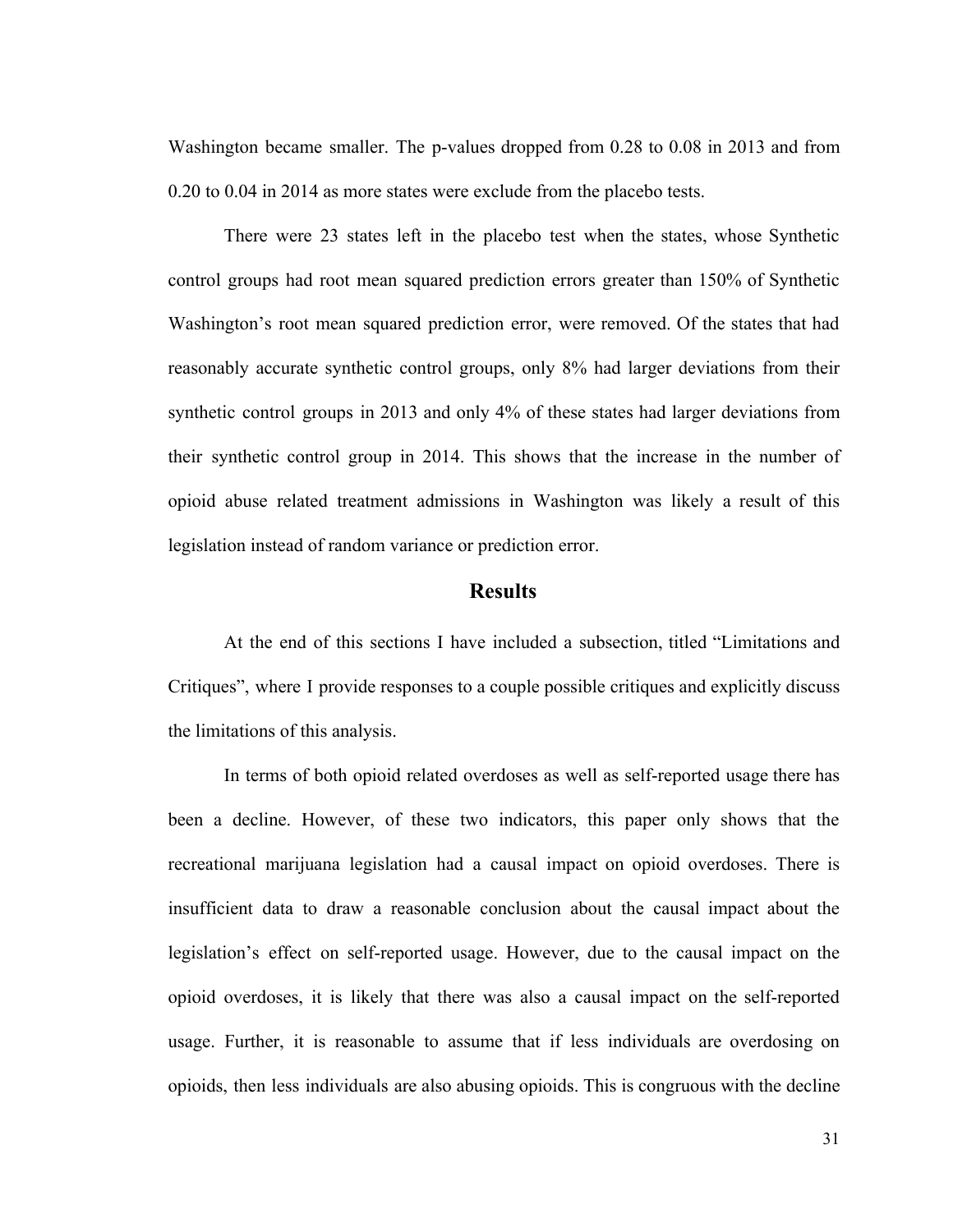Washington became smaller. The p-values dropped from 0.28 to 0.08 in 2013 and from 0.20 to 0.04 in 2014 as more states were exclude from the placebo tests.

There were 23 states left in the placebo test when the states, whose Synthetic control groups had root mean squared prediction errors greater than 150% of Synthetic Washington's root mean squared prediction error, were removed. Of the states that had reasonably accurate synthetic control groups, only 8% had larger deviations from their synthetic control groups in 2013 and only 4% of these states had larger deviations from their synthetic control group in 2014. This shows that the increase in the number of opioid abuse related treatment admissions in Washington was likely a result of this legislation instead of random variance or prediction error.

## Results

At the end of this sections I have included a subsection, titled "Limitations and Critiques", where I provide responses to a couple possible critiques and explicitly discuss the limitations of this analysis.

In terms of both opioid related overdoses as well as self-reported usage there has been a decline. However, of these two indicators, this paper only shows that the recreational marijuana legislation had a causal impact on opioid overdoses. There is insufficient data to draw a reasonable conclusion about the causal impact about the legislation's effect on self-reported usage. However, due to the causal impact on the opioid overdoses, it is likely that there was also a causal impact on the self-reported usage. Further, it is reasonable to assume that if less individuals are overdosing on opioids, then less individuals are also abusing opioids. This is congruous with the decline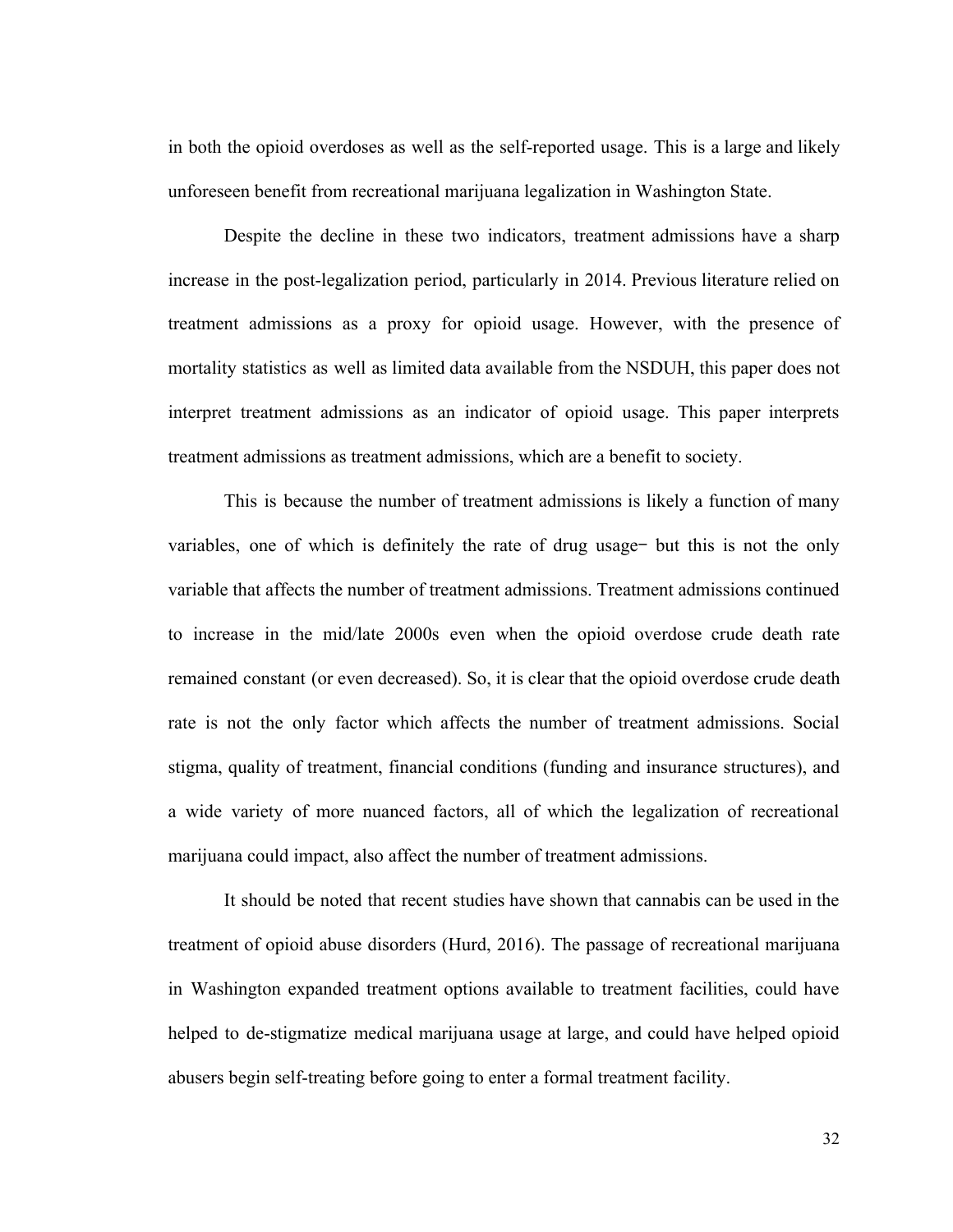in both the opioid overdoses as well as the self-reported usage. This is a large and likely unforeseen benefit from recreational marijuana legalization in Washington State.

Despite the decline in these two indicators, treatment admissions have a sharp increase in the post-legalization period, particularly in 2014. Previous literature relied on treatment admissions as a proxy for opioid usage. However, with the presence of mortality statistics as well as limited data available from the NSDUH, this paper does not interpret treatment admissions as an indicator of opioid usage. This paper interprets treatment admissions as treatment admissions, which are a benefit to society.

This is because the number of treatment admissions is likely a function of many variables, one of which is definitely the rate of drug usage− but this is not the only variable that affects the number of treatment admissions. Treatment admissions continued to increase in the mid/late 2000s even when the opioid overdose crude death rate remained constant (or even decreased). So, it is clear that the opioid overdose crude death rate is not the only factor which affects the number of treatment admissions. Social stigma, quality of treatment, financial conditions (funding and insurance structures), and a wide variety of more nuanced factors, all of which the legalization of recreational marijuana could impact, also affect the number of treatment admissions.

It should be noted that recent studies have shown that cannabis can be used in the treatment of opioid abuse disorders (Hurd, 2016). The passage of recreational marijuana in Washington expanded treatment options available to treatment facilities, could have helped to de-stigmatize medical marijuana usage at large, and could have helped opioid abusers begin self-treating before going to enter a formal treatment facility.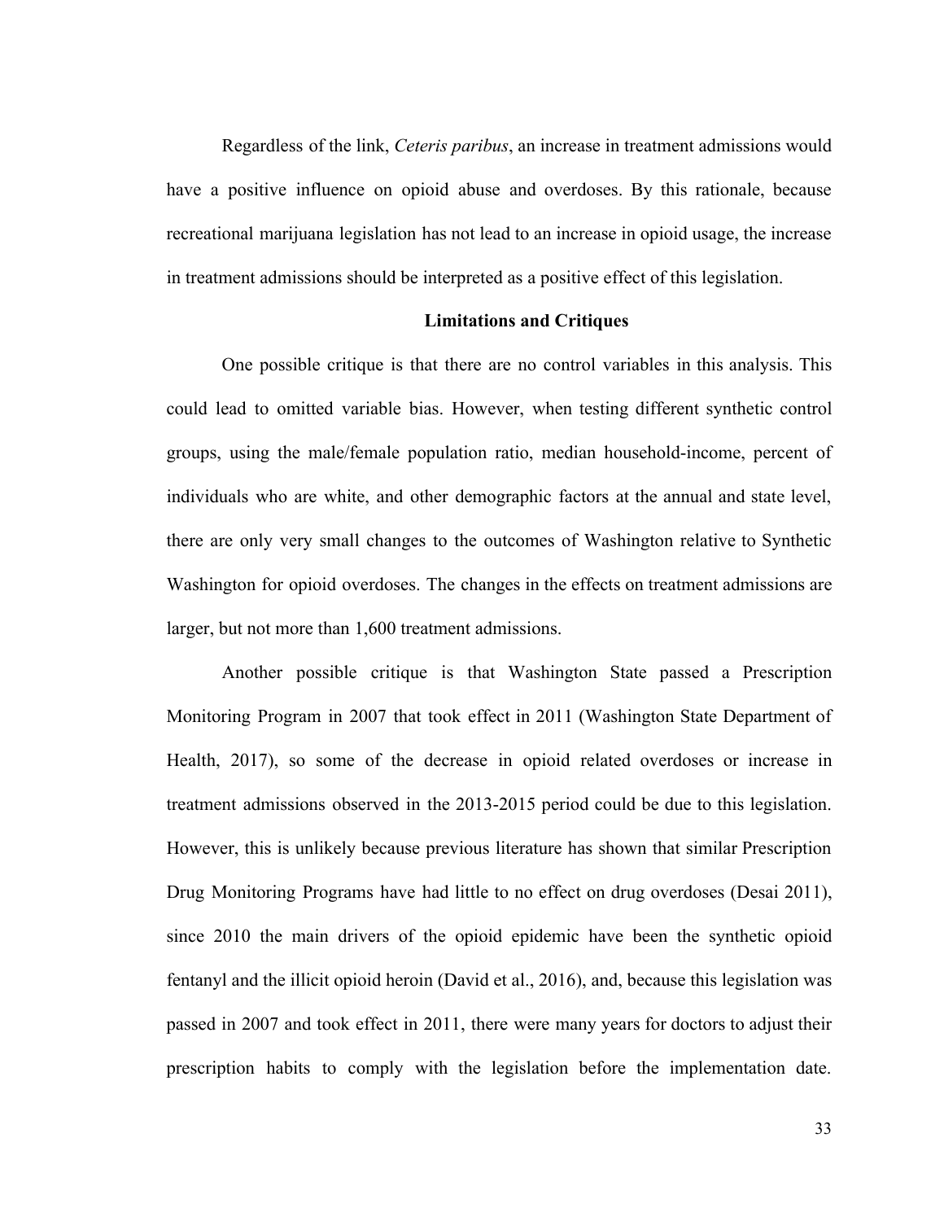Regardless of the link, *Ceteris paribus*, an increase in treatment admissions would have a positive influence on opioid abuse and overdoses. By this rationale, because recreational marijuana legislation has not lead to an increase in opioid usage, the increase in treatment admissions should be interpreted as a positive effect of this legislation.

## Limitations and Critiques

One possible critique is that there are no control variables in this analysis. This could lead to omitted variable bias. However, when testing different synthetic control groups, using the male/female population ratio, median household-income, percent of individuals who are white, and other demographic factors at the annual and state level, there are only very small changes to the outcomes of Washington relative to Synthetic Washington for opioid overdoses. The changes in the effects on treatment admissions are larger, but not more than 1,600 treatment admissions.

Another possible critique is that Washington State passed a Prescription Monitoring Program in 2007 that took effect in 2011 (Washington State Department of Health, 2017), so some of the decrease in opioid related overdoses or increase in treatment admissions observed in the 2013-2015 period could be due to this legislation. However, this is unlikely because previous literature has shown that similar Prescription Drug Monitoring Programs have had little to no effect on drug overdoses (Desai 2011), since 2010 the main drivers of the opioid epidemic have been the synthetic opioid fentanyl and the illicit opioid heroin (David et al., 2016), and, because this legislation was passed in 2007 and took effect in 2011, there were many years for doctors to adjust their prescription habits to comply with the legislation before the implementation date.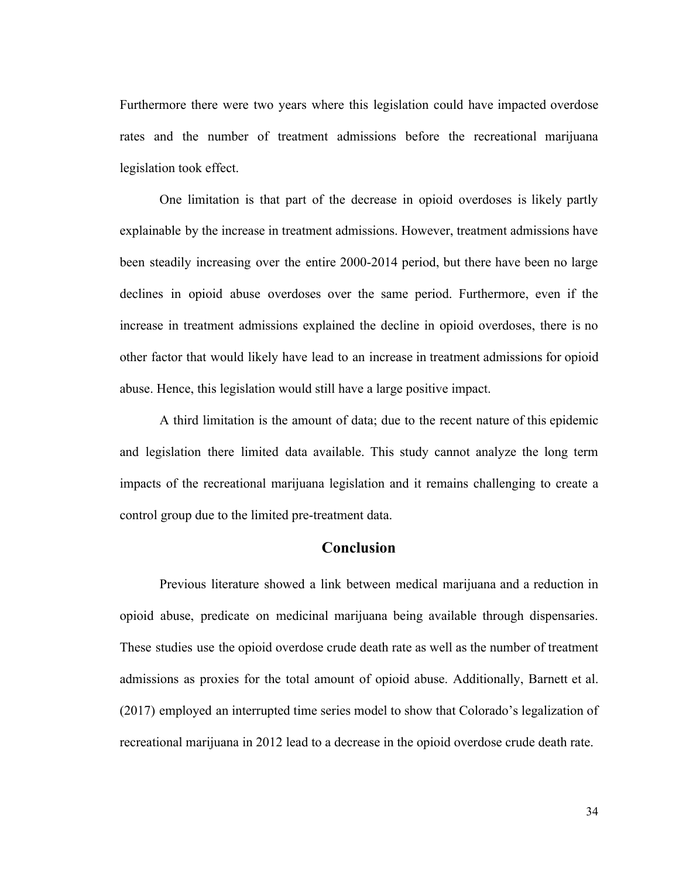Furthermore there were two years where this legislation could have impacted overdose rates and the number of treatment admissions before the recreational marijuana legislation took effect.

One limitation is that part of the decrease in opioid overdoses is likely partly explainable by the increase in treatment admissions. However, treatment admissions have been steadily increasing over the entire 2000-2014 period, but there have been no large declines in opioid abuse overdoses over the same period. Furthermore, even if the increase in treatment admissions explained the decline in opioid overdoses, there is no other factor that would likely have lead to an increase in treatment admissions for opioid abuse. Hence, this legislation would still have a large positive impact.

A third limitation is the amount of data; due to the recent nature of this epidemic and legislation there limited data available. This study cannot analyze the long term impacts of the recreational marijuana legislation and it remains challenging to create a control group due to the limited pre-treatment data.

## Conclusion

Previous literature showed a link between medical marijuana and a reduction in opioid abuse, predicate on medicinal marijuana being available through dispensaries. These studies use the opioid overdose crude death rate as well as the number of treatment admissions as proxies for the total amount of opioid abuse. Additionally, Barnett et al. (2017) employed an interrupted time series model to show that Colorado's legalization of recreational marijuana in 2012 lead to a decrease in the opioid overdose crude death rate.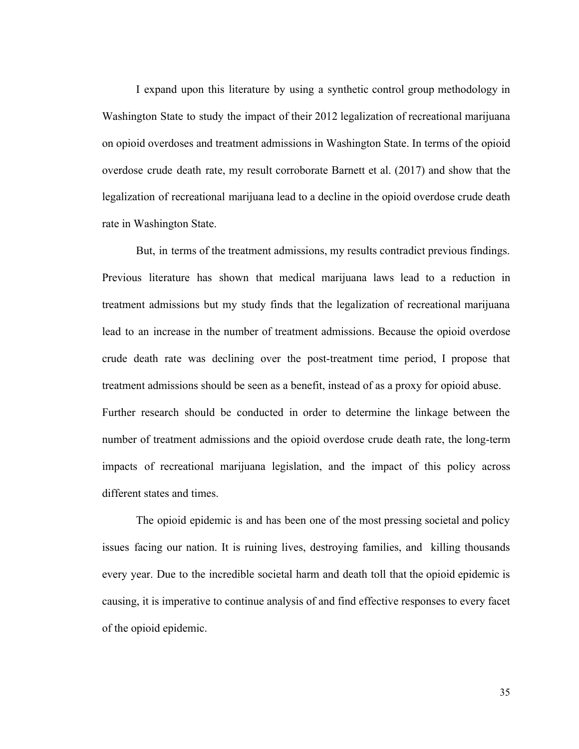I expand upon this literature by using a synthetic control group methodology in Washington State to study the impact of their 2012 legalization of recreational marijuana on opioid overdoses and treatment admissions in Washington State. In terms of the opioid overdose crude death rate, my result corroborate Barnett et al. (2017) and show that the legalization of recreational marijuana lead to a decline in the opioid overdose crude death rate in Washington State.

But, in terms of the treatment admissions, my results contradict previous findings. Previous literature has shown that medical marijuana laws lead to a reduction in treatment admissions but my study finds that the legalization of recreational marijuana lead to an increase in the number of treatment admissions. Because the opioid overdose crude death rate was declining over the post-treatment time period, I propose that treatment admissions should be seen as a benefit, instead of as a proxy for opioid abuse. Further research should be conducted in order to determine the linkage between the number of treatment admissions and the opioid overdose crude death rate, the long-term impacts of recreational marijuana legislation, and the impact of this policy across different states and times.

The opioid epidemic is and has been one of the most pressing societal and policy issues facing our nation. It is ruining lives, destroying families, and killing thousands every year. Due to the incredible societal harm and death toll that the opioid epidemic is causing, it is imperative to continue analysis of and find effective responses to every facet of the opioid epidemic.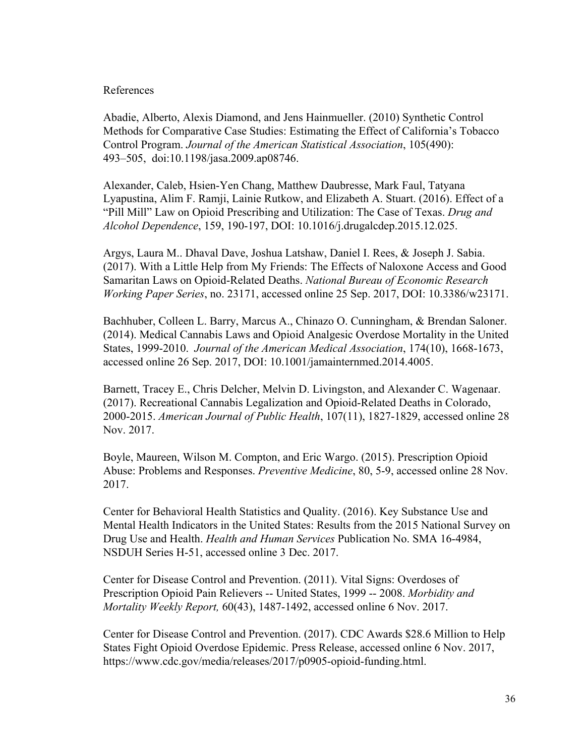# References

Abadie, Alberto, Alexis Diamond, and Jens Hainmueller. (2010) Synthetic Control Methods for Comparative Case Studies: Estimating the Effect of California's Tobacco Control Program. *Journal of the American Statistical Association*, 105(490): 493–505, doi:10.1198/jasa.2009.ap08746.

Alexander, Caleb, Hsien-Yen Chang, Matthew Daubresse, Mark Faul, Tatyana Lyapustina, Alim F. Ramji, Lainie Rutkow, and Elizabeth A. Stuart. (2016). Effect of a "Pill Mill" Law on Opioid Prescribing and Utilization: The Case of Texas. *Drug and Alcohol Dependence*, 159, 190-197, DOI: 10.1016/j.drugalcdep.2015.12.025.

Argys, Laura M.. Dhaval Dave, Joshua Latshaw, Daniel I. Rees, & Joseph J. Sabia. (2017). With a Little Help from My Friends: The Effects of Naloxone Access and Good Samaritan Laws on Opioid-Related Deaths. *National Bureau of Economic Research Working Paper Series*, no. 23171, accessed online 25 Sep. 2017, DOI: 10.3386/w23171.

Bachhuber, Colleen L. Barry, Marcus A., Chinazo O. Cunningham, & Brendan Saloner. (2014). Medical Cannabis Laws and Opioid Analgesic Overdose Mortality in the United States, 1999-2010. *Journal of the American Medical Association*, 174(10), 1668-1673, accessed online 26 Sep. 2017, DOI: 10.1001/jamainternmed.2014.4005.

Barnett, Tracey E., Chris Delcher, Melvin D. Livingston, and Alexander C. Wagenaar. (2017). Recreational Cannabis Legalization and Opioid-Related Deaths in Colorado, 2000-2015. *American Journal of Public Health*, 107(11), 1827-1829, accessed online 28 Nov. 2017.

Boyle, Maureen, Wilson M. Compton, and Eric Wargo. (2015). Prescription Opioid Abuse: Problems and Responses. *Preventive Medicine*, 80, 5-9, accessed online 28 Nov. 2017.

Center for Behavioral Health Statistics and Quality. (2016). Key Substance Use and Mental Health Indicators in the United States: Results from the 2015 National Survey on Drug Use and Health. *Health and Human Services* Publication No. SMA 16-4984, NSDUH Series H-51, accessed online 3 Dec. 2017.

Center for Disease Control and Prevention. (2011). Vital Signs: Overdoses of Prescription Opioid Pain Relievers -- United States, 1999 -- 2008. *Morbidity and Mortality Weekly Report,* 60(43), 1487-1492, accessed online 6 Nov. 2017.

Center for Disease Control and Prevention. (2017). CDC Awards $28.6 Million to Help States Fight Opioid Overdose Epidemic. Press Release, accessed online 6 Nov. 2017, https://www.cdc.gov/media/releases/2017/p0905-opioid-funding.html.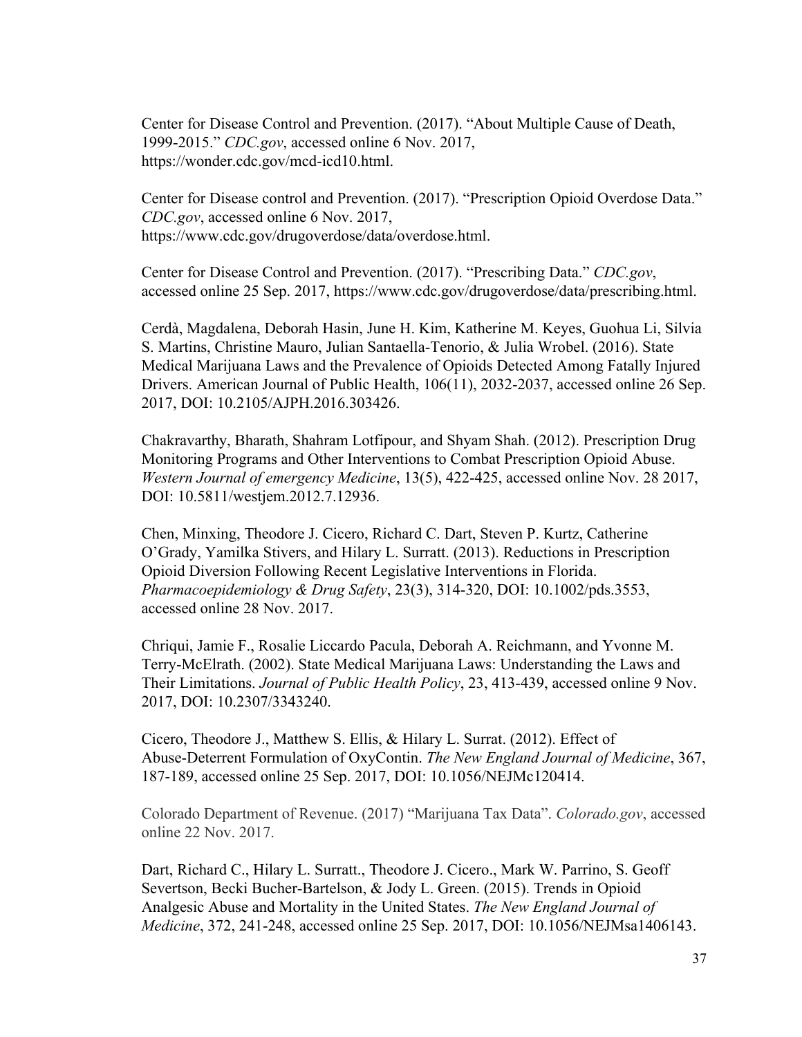Center for Disease Control and Prevention. (2017). “About Multiple Cause of Death, 1999-2015.” *CDC.gov*, accessed online 6 Nov. 2017, https://wonder.cdc.gov/mcd-icd10.html.

Center for Disease control and Prevention. (2017). “Prescription Opioid Overdose Data.” *CDC.gov*, accessed online 6 Nov. 2017, https://www.cdc.gov/drugoverdose/data/overdose.html.

Center for Disease Control and Prevention. (2017). “Prescribing Data.” *CDC.gov*, accessed online 25 Sep. 2017, https://www.cdc.gov/drugoverdose/data/prescribing.html.

Cerdà, Magdalena, Deborah Hasin, June H. Kim, Katherine M. Keyes, Guohua Li, Silvia S. Martins, Christine Mauro, Julian Santaella-Tenorio, & Julia Wrobel. (2016). State Medical Marijuana Laws and the Prevalence of Opioids Detected Among Fatally Injured Drivers. American Journal of Public Health, 106(11), 2032-2037, accessed online 26 Sep. 2017, DOI: 10.2105/AJPH.2016.303426.

Chakravarthy, Bharath, Shahram Lotfipour, and Shyam Shah. (2012). Prescription Drug Monitoring Programs and Other Interventions to Combat Prescription Opioid Abuse. *Western Journal of emergency Medicine*, 13(5), 422-425, accessed online Nov. 28 2017, DOI: 10.5811/westjem.2012.7.12936.

Chen, Minxing, Theodore J. Cicero, Richard C. Dart, Steven P. Kurtz, Catherine O’Grady, Yamilka Stivers, and Hilary L. Surratt. (2013). Reductions in Prescription Opioid Diversion Following Recent Legislative Interventions in Florida. *Pharmacoepidemiology & Drug Safety*, 23(3), 314-320, DOI: 10.1002/pds.3553, accessed online 28 Nov. 2017.

Chriqui, Jamie F., Rosalie Liccardo Pacula, Deborah A. Reichmann, and Yvonne M. Terry-McElrath. (2002). State Medical Marijuana Laws: Understanding the Laws and Their Limitations. *Journal of Public Health Policy*, 23, 413-439, accessed online 9 Nov. 2017, DOI: 10.2307/3343240.

Cicero, Theodore J., Matthew S. Ellis, & Hilary L. Surrat. (2012). Effect of Abuse-Deterrent Formulation of OxyContin. *The New England Journal of Medicine*, 367, 187-189, accessed online 25 Sep. 2017, DOI: 10.1056/NEJMc120414.

Colorado Department of Revenue. (2017) “Marijuana Tax Data”. *Colorado.gov*, accessed online 22 Nov. 2017.

Dart, Richard C., Hilary L. Surratt., Theodore J. Cicero., Mark W. Parrino, S. Geoff Severtson, Becki Bucher-Bartelson, & Jody L. Green. (2015). Trends in Opioid Analgesic Abuse and Mortality in the United States. *The New England Journal of Medicine*, 372, 241-248, accessed online 25 Sep. 2017, DOI: 10.1056/NEJMsa1406143.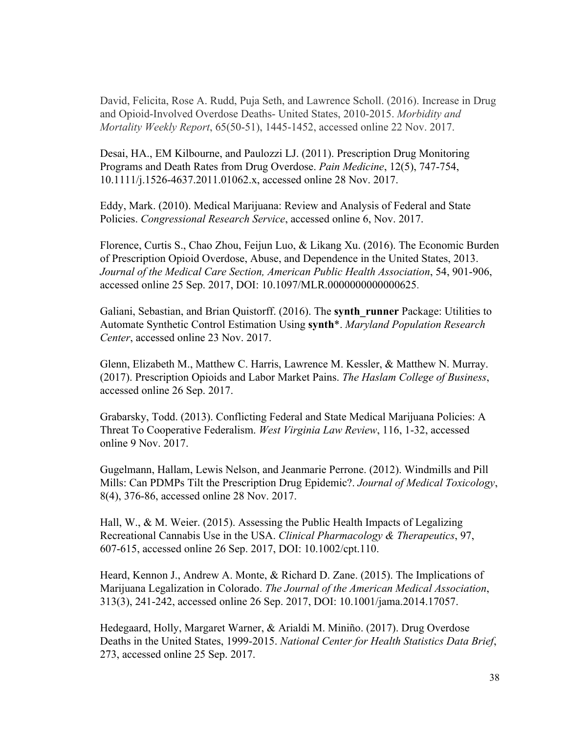David, Felicita, Rose A. Rudd, Puja Seth, and Lawrence Scholl. (2016). Increase in Drug and Opioid-Involved Overdose Deaths- United States, 2010-2015. *Morbidity and Mortality Weekly Report*, 65(50-51), 1445-1452, accessed online 22 Nov. 2017.

Desai, HA., EM Kilbourne, and Paulozzi LJ. (2011). Prescription Drug Monitoring Programs and Death Rates from Drug Overdose. *Pain Medicine*, 12(5), 747-754, 10.1111/j.1526-4637.2011.01062.x, accessed online 28 Nov. 2017.

Eddy, Mark. (2010). Medical Marijuana: Review and Analysis of Federal and State Policies. *Congressional Research Service*, accessed online 6, Nov. 2017.

Florence, Curtis S., Chao Zhou, Feijun Luo, & Likang Xu. (2016). The Economic Burden of Prescription Opioid Overdose, Abuse, and Dependence in the United States, 2013. *Journal of the Medical Care Section, American Public Health Association*, 54, 901-906, accessed online 25 Sep. 2017, DOI: 10.1097/MLR.0000000000000625.

Galiani, Sebastian, and Brian Quistorff. (2016). The **synth_runner** Package: Utilities to Automate Synthetic Control Estimation Using **synth***. *Maryland Population Research Center*, accessed online 23 Nov. 2017.

Glenn, Elizabeth M., Matthew C. Harris, Lawrence M. Kessler, & Matthew N. Murray. (2017). Prescription Opioids and Labor Market Pains. *The Haslam College of Business*, accessed online 26 Sep. 2017.

Grabarsky, Todd. (2013). Conflicting Federal and State Medical Marijuana Policies: A Threat To Cooperative Federalism. *West Virginia Law Review*, 116, 1-32, accessed online 9 Nov. 2017.

Gugelmann, Hallam, Lewis Nelson, and Jeanmarie Perrone. (2012). Windmills and Pill Mills: Can PDMPs Tilt the Prescription Drug Epidemic?. *Journal of Medical Toxicology*, 8(4), 376-86, accessed online 28 Nov. 2017.

Hall, W., & M. Weier. (2015). Assessing the Public Health Impacts of Legalizing Recreational Cannabis Use in the USA. *Clinical Pharmacology & Therapeutics*, 97, 607-615, accessed online 26 Sep. 2017, DOI: 10.1002/cpt.110.

Heard, Kennon J., Andrew A. Monte, & Richard D. Zane. (2015). The Implications of Marijuana Legalization in Colorado. *The Journal of the American Medical Association*, 313(3), 241-242, accessed online 26 Sep. 2017, DOI: 10.1001/jama.2014.17057.

Hedegaard, Holly, Margaret Warner, & Arialdi M. Miniño. (2017). Drug Overdose Deaths in the United States, 1999-2015. *National Center for Health Statistics Data Brief*, 273, accessed online 25 Sep. 2017.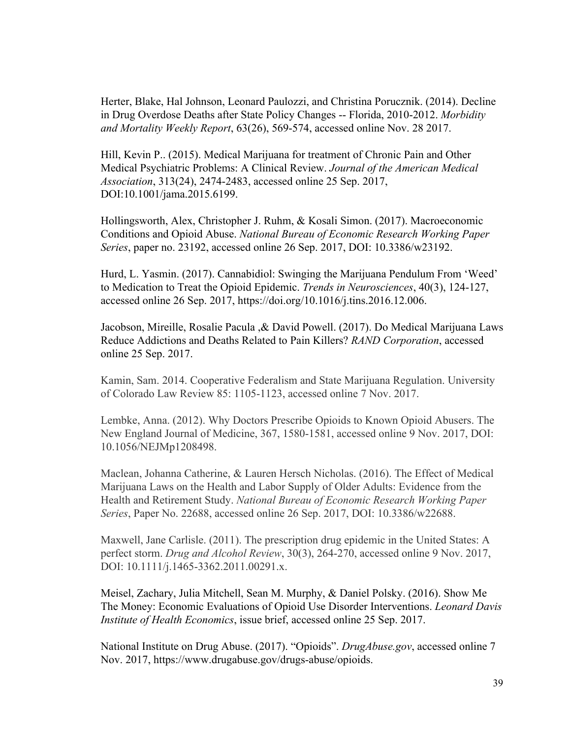Herter, Blake, Hal Johnson, Leonard Paulozzi, and Christina Porucznik. (2014). Decline in Drug Overdose Deaths after State Policy Changes -- Florida, 2010-2012. *Morbidity and Mortality Weekly Report*, 63(26), 569-574, accessed online Nov. 28 2017.

Hill, Kevin P.. (2015). Medical Marijuana for treatment of Chronic Pain and Other Medical Psychiatric Problems: A Clinical Review. *Journal of the American Medical Association*, 313(24), 2474-2483, accessed online 25 Sep. 2017, DOI:10.1001/jama.2015.6199.

Hollingsworth, Alex, Christopher J. Ruhm, & Kosali Simon. (2017). Macroeconomic Conditions and Opioid Abuse. *National Bureau of Economic Research Working Paper Series*, paper no. 23192, accessed online 26 Sep. 2017, DOI: 10.3386/w23192.

Hurd, L. Yasmin. (2017). Cannabidiol: Swinging the Marijuana Pendulum From 'Weed' to Medication to Treat the Opioid Epidemic. *Trends in Neurosciences*, 40(3), 124-127, accessed online 26 Sep. 2017, https://doi.org/10.1016/j.tins.2016.12.006.

Jacobson, Mireille, Rosalie Pacula ,& David Powell. (2017). Do Medical Marijuana Laws Reduce Addictions and Deaths Related to Pain Killers? *RAND Corporation*, accessed online 25 Sep. 2017.

Kamin, Sam. 2014. Cooperative Federalism and State Marijuana Regulation. University of Colorado Law Review 85: 1105-1123, accessed online 7 Nov. 2017.

Lembke, Anna. (2012). Why Doctors Prescribe Opioids to Known Opioid Abusers. The New England Journal of Medicine, 367, 1580-1581, accessed online 9 Nov. 2017, DOI: 10.1056/NEJMp1208498.

Maclean, Johanna Catherine, & Lauren Hersch Nicholas. (2016). The Effect of Medical Marijuana Laws on the Health and Labor Supply of Older Adults: Evidence from the Health and Retirement Study. *National Bureau of Economic Research Working Paper Series*, Paper No. 22688, accessed online 26 Sep. 2017, DOI: 10.3386/w22688.

Maxwell, Jane Carlisle. (2011). The prescription drug epidemic in the United States: A perfect storm. *Drug and Alcohol Review*, 30(3), 264-270, accessed online 9 Nov. 2017, DOI: 10.1111/j.1465-3362.2011.00291.x.

Meisel, Zachary, Julia Mitchell, Sean M. Murphy, & Daniel Polsky. (2016). Show Me The Money: Economic Evaluations of Opioid Use Disorder Interventions. *Leonard Davis Institute of Health Economics*, issue brief, accessed online 25 Sep. 2017.

National Institute on Drug Abuse. (2017). "Opioids". *DrugAbuse.gov*, accessed online 7 Nov. 2017, https://www.drugabuse.gov/drugs-abuse/opioids.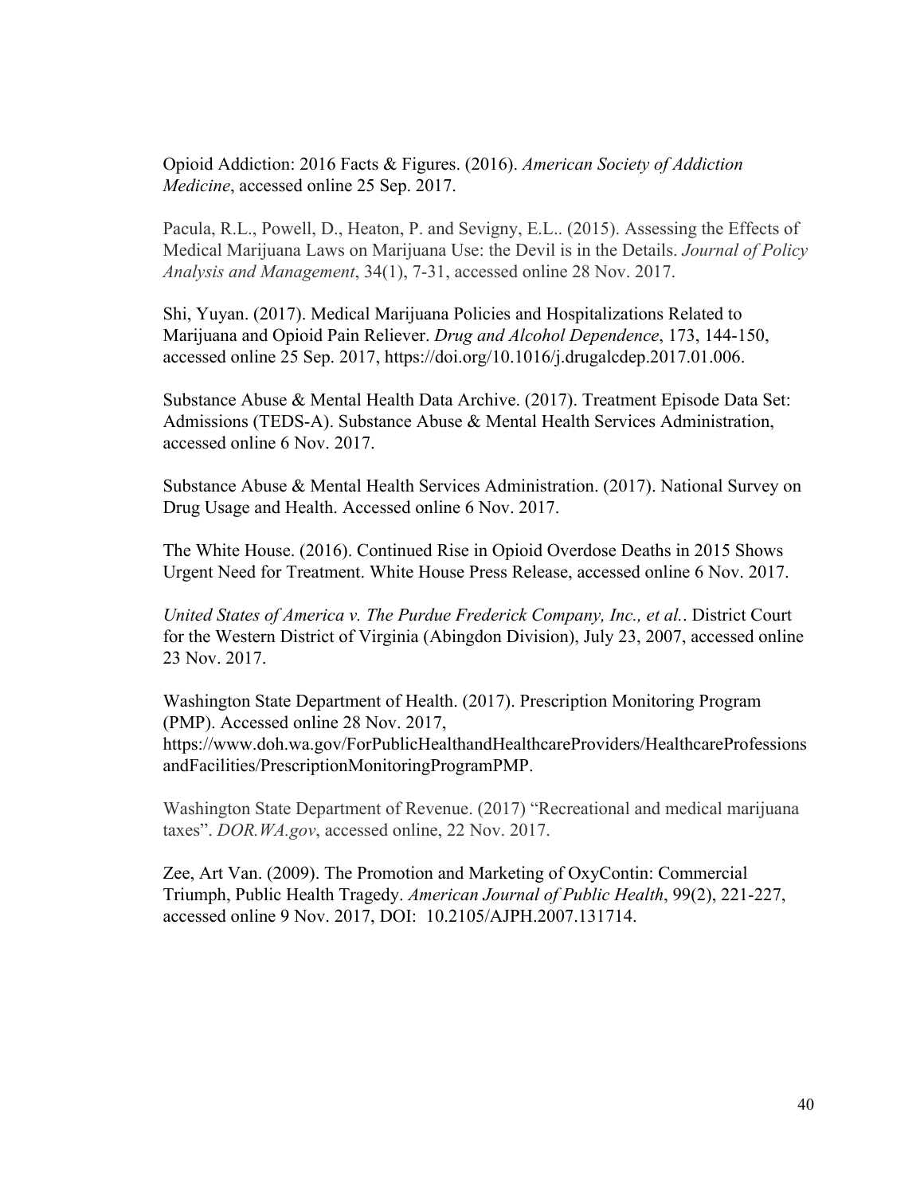Opioid Addiction: 2016 Facts & Figures. (2016). *American Society of Addiction Medicine*, accessed online 25 Sep. 2017.

Pacula, R.L., Powell, D., Heaton, P. and Sevigny, E.L.. (2015). Assessing the Effects of Medical Marijuana Laws on Marijuana Use: the Devil is in the Details. *Journal of Policy Analysis and Management*, 34(1), 7-31, accessed online 28 Nov. 2017.

Shi, Yuyan. (2017). Medical Marijuana Policies and Hospitalizations Related to Marijuana and Opioid Pain Reliever. *Drug and Alcohol Dependence*, 173, 144-150, accessed online 25 Sep. 2017, https://doi.org/10.1016/j.drugalcdep.2017.01.006.

Substance Abuse & Mental Health Data Archive. (2017). Treatment Episode Data Set: Admissions (TEDS-A). Substance Abuse & Mental Health Services Administration, accessed online 6 Nov. 2017.

Substance Abuse & Mental Health Services Administration. (2017). National Survey on Drug Usage and Health. Accessed online 6 Nov. 2017.

The White House. (2016). Continued Rise in Opioid Overdose Deaths in 2015 Shows Urgent Need for Treatment. White House Press Release, accessed online 6 Nov. 2017.

*United States of America v. The Purdue Frederick Company, Inc., et al.*. District Court for the Western District of Virginia (Abingdon Division), July 23, 2007, accessed online 23 Nov. 2017.

Washington State Department of Health. (2017). Prescription Monitoring Program (PMP). Accessed online 28 Nov. 2017, https://www.doh.wa.gov/ForPublicHealthandHealthcareProviders/HealthcareProfessionsandFacilities/PrescriptionMonitoringProgramPMP.

Washington State Department of Revenue. (2017) "Recreational and medical marijuana taxes". *DOR.WA.gov*, accessed online, 22 Nov. 2017.

Zee, Art Van. (2009). The Promotion and Marketing of OxyContin: Commercial Triumph, Public Health Tragedy. *American Journal of Public Health*, 99(2), 221-227, accessed online 9 Nov. 2017, DOI: 10.2105/AJPH.2007.131714.